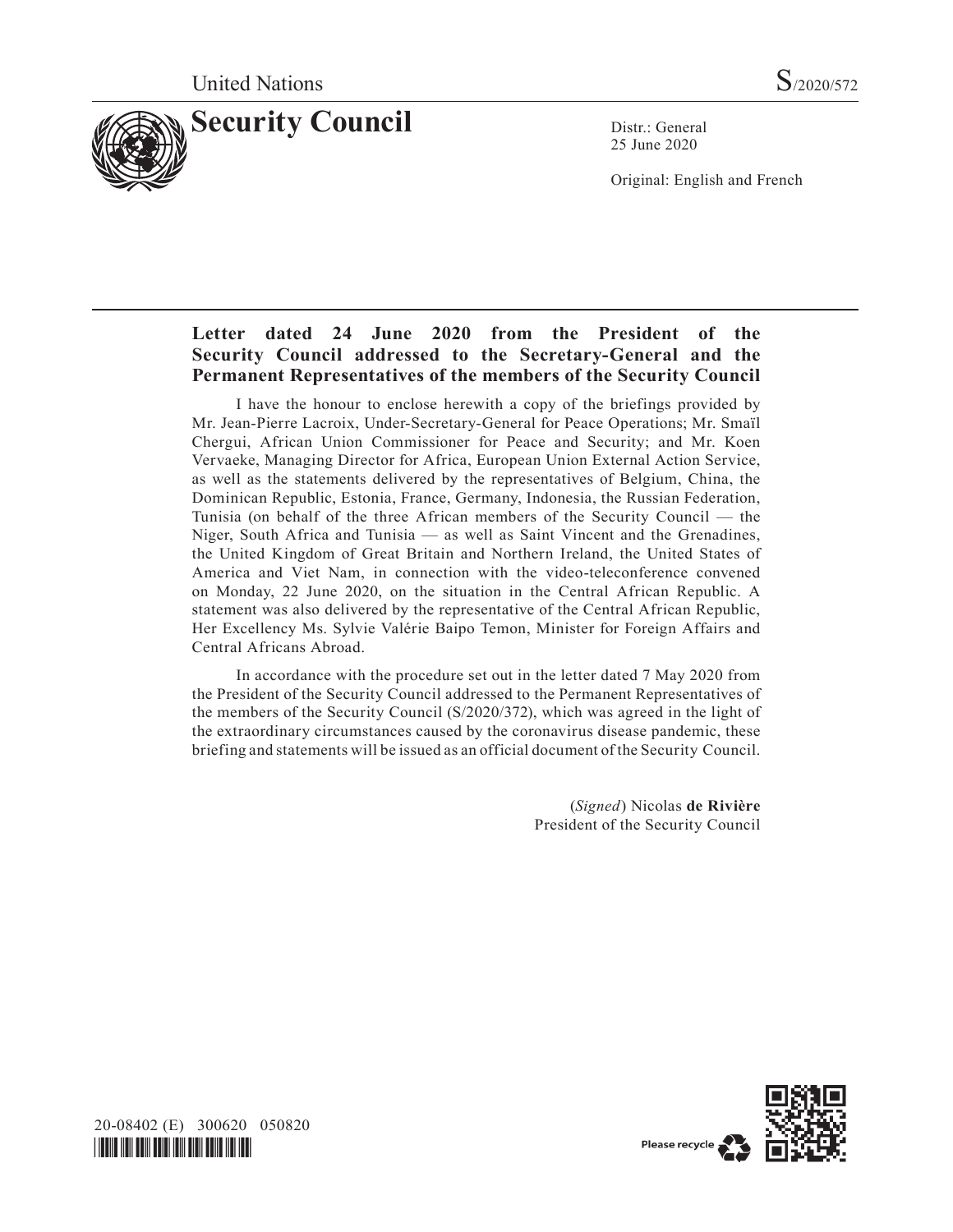United Nations S/2020/572

# Security Council

Distr.: General
25 June 2020

Original: English and French

## Letter dated 24 June 2020 from the President of the Security Council addressed to the Secretary-General and the Permanent Representatives of the members of the Security Council

I have the honour to enclose herewith a copy of the briefings provided by Mr. Jean-Pierre Lacroix, Under-Secretary-General for Peace Operations; Mr. Smaïl Chergui, African Union Commissioner for Peace and Security; and Mr. Koen Vervaeke, Managing Director for Africa, European Union External Action Service, as well as the statements delivered by the representatives of Belgium, China, the Dominican Republic, Estonia, France, Germany, Indonesia, the Russian Federation, Tunisia (on behalf of the three African members of the Security Council — the Niger, South Africa and Tunisia — as well as Saint Vincent and the Grenadines, the United Kingdom of Great Britain and Northern Ireland, the United States of America and Viet Nam, in connection with the video-teleconference convened on Monday, 22 June 2020, on the situation in the Central African Republic. A statement was also delivered by the representative of the Central African Republic, Her Excellency Ms. Sylvie Valérie Baipo Temon, Minister for Foreign Affairs and Central Africans Abroad.

In accordance with the procedure set out in the letter dated 7 May 2020 from the President of the Security Council addressed to the Permanent Representatives of the members of the Security Council (S/2020/372), which was agreed in the light of the extraordinary circumstances caused by the coronavirus disease pandemic, these briefing and statements will be issued as an official document of the Security Council.

(*Signed*) Nicolas **de Rivière**
President of the Security Council

20-08402 (E) 300620 050820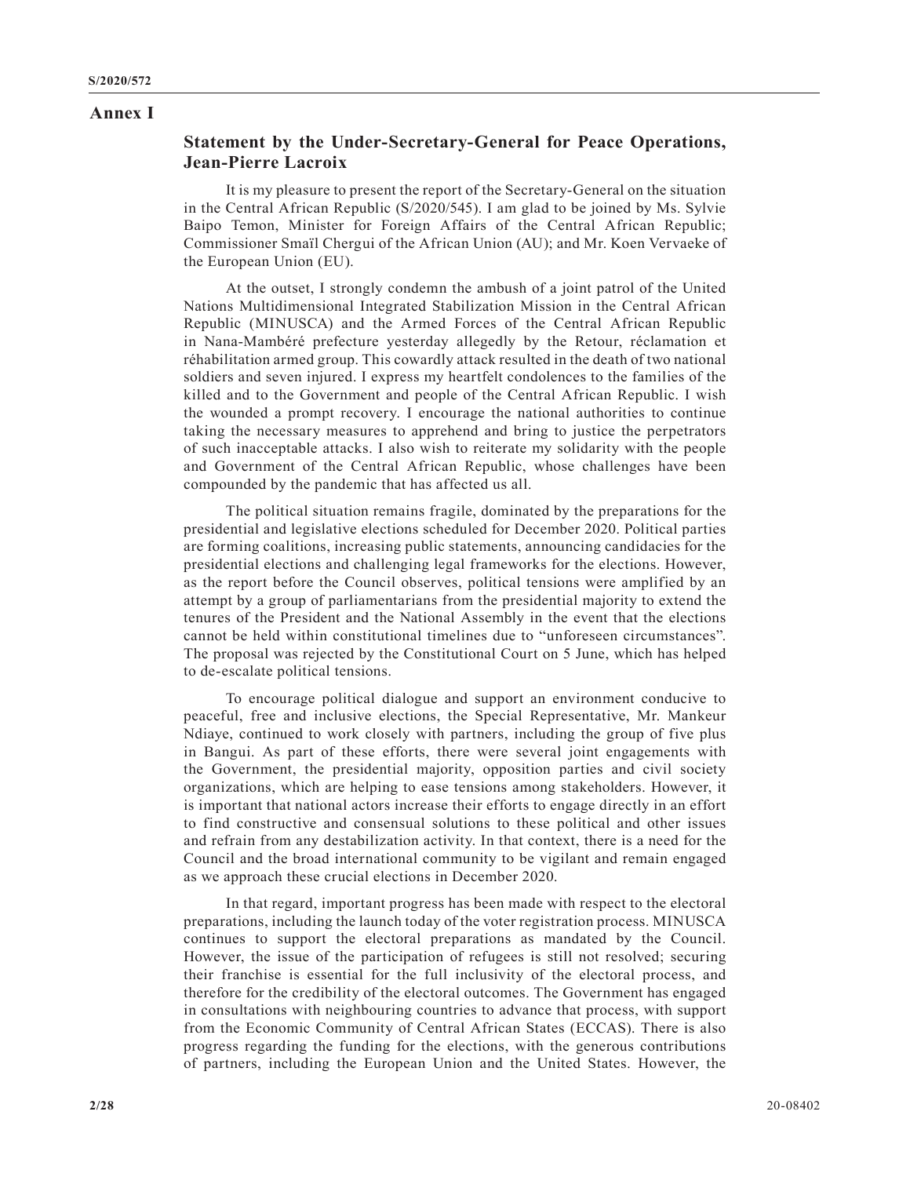# Annex I

## Statement by the Under-Secretary-General for Peace Operations, Jean-Pierre Lacroix

It is my pleasure to present the report of the Secretary-General on the situation in the Central African Republic (S/2020/545). I am glad to be joined by Ms. Sylvie Baipo Temon, Minister for Foreign Affairs of the Central African Republic; Commissioner Smaïl Chergui of the African Union (AU); and Mr. Koen Vervaeke of the European Union (EU).

At the outset, I strongly condemn the ambush of a joint patrol of the United Nations Multidimensional Integrated Stabilization Mission in the Central African Republic (MINUSCA) and the Armed Forces of the Central African Republic in Nana-Mambéré prefecture yesterday allegedly by the Retour, réclamation et réhabilitation armed group. This cowardly attack resulted in the death of two national soldiers and seven injured. I express my heartfelt condolences to the families of the killed and to the Government and people of the Central African Republic. I wish the wounded a prompt recovery. I encourage the national authorities to continue taking the necessary measures to apprehend and bring to justice the perpetrators of such inacceptable attacks. I also wish to reiterate my solidarity with the people and Government of the Central African Republic, whose challenges have been compounded by the pandemic that has affected us all.

The political situation remains fragile, dominated by the preparations for the presidential and legislative elections scheduled for December 2020. Political parties are forming coalitions, increasing public statements, announcing candidacies for the presidential elections and challenging legal frameworks for the elections. However, as the report before the Council observes, political tensions were amplified by an attempt by a group of parliamentarians from the presidential majority to extend the tenures of the President and the National Assembly in the event that the elections cannot be held within constitutional timelines due to "unforeseen circumstances". The proposal was rejected by the Constitutional Court on 5 June, which has helped to de-escalate political tensions.

To encourage political dialogue and support an environment conducive to peaceful, free and inclusive elections, the Special Representative, Mr. Mankeur Ndiaye, continued to work closely with partners, including the group of five plus in Bangui. As part of these efforts, there were several joint engagements with the Government, the presidential majority, opposition parties and civil society organizations, which are helping to ease tensions among stakeholders. However, it is important that national actors increase their efforts to engage directly in an effort to find constructive and consensual solutions to these political and other issues and refrain from any destabilization activity. In that context, there is a need for the Council and the broad international community to be vigilant and remain engaged as we approach these crucial elections in December 2020.

In that regard, important progress has been made with respect to the electoral preparations, including the launch today of the voter registration process. MINUSCA continues to support the electoral preparations as mandated by the Council. However, the issue of the participation of refugees is still not resolved; securing their franchise is essential for the full inclusivity of the electoral process, and therefore for the credibility of the electoral outcomes. The Government has engaged in consultations with neighbouring countries to advance that process, with support from the Economic Community of Central African States (ECCAS). There is also progress regarding the funding for the elections, with the generous contributions of partners, including the European Union and the United States. However, the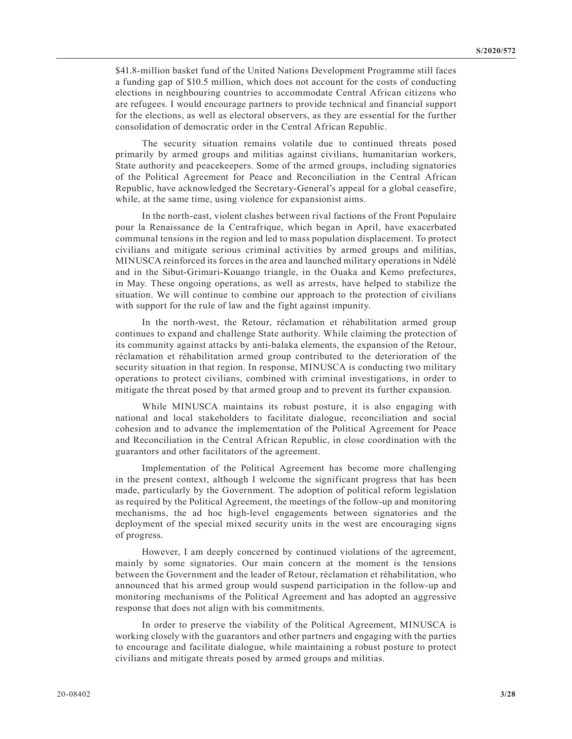$41.8-million basket fund of the United Nations Development Programme still faces a funding gap of $10.5 million, which does not account for the costs of conducting elections in neighbouring countries to accommodate Central African citizens who are refugees. I would encourage partners to provide technical and financial support for the elections, as well as electoral observers, as they are essential for the further consolidation of democratic order in the Central African Republic.

The security situation remains volatile due to continued threats posed primarily by armed groups and militias against civilians, humanitarian workers, State authority and peacekeepers. Some of the armed groups, including signatories of the Political Agreement for Peace and Reconciliation in the Central African Republic, have acknowledged the Secretary-General's appeal for a global ceasefire, while, at the same time, using violence for expansionist aims.

In the north-east, violent clashes between rival factions of the Front Populaire pour la Renaissance de la Centrafrique, which began in April, have exacerbated communal tensions in the region and led to mass population displacement. To protect civilians and mitigate serious criminal activities by armed groups and militias, MINUSCA reinforced its forces in the area and launched military operations in Ndélé and in the Sibut-Grimari-Kouango triangle, in the Ouaka and Kemo prefectures, in May. These ongoing operations, as well as arrests, have helped to stabilize the situation. We will continue to combine our approach to the protection of civilians with support for the rule of law and the fight against impunity.

In the north-west, the Retour, réclamation et réhabilitation armed group continues to expand and challenge State authority. While claiming the protection of its community against attacks by anti-balaka elements, the expansion of the Retour, réclamation et réhabilitation armed group contributed to the deterioration of the security situation in that region. In response, MINUSCA is conducting two military operations to protect civilians, combined with criminal investigations, in order to mitigate the threat posed by that armed group and to prevent its further expansion.

While MINUSCA maintains its robust posture, it is also engaging with national and local stakeholders to facilitate dialogue, reconciliation and social cohesion and to advance the implementation of the Political Agreement for Peace and Reconciliation in the Central African Republic, in close coordination with the guarantors and other facilitators of the agreement.

Implementation of the Political Agreement has become more challenging in the present context, although I welcome the significant progress that has been made, particularly by the Government. The adoption of political reform legislation as required by the Political Agreement, the meetings of the follow-up and monitoring mechanisms, the ad hoc high-level engagements between signatories and the deployment of the special mixed security units in the west are encouraging signs of progress.

However, I am deeply concerned by continued violations of the agreement, mainly by some signatories. Our main concern at the moment is the tensions between the Government and the leader of Retour, réclamation et réhabilitation, who announced that his armed group would suspend participation in the follow-up and monitoring mechanisms of the Political Agreement and has adopted an aggressive response that does not align with his commitments.

In order to preserve the viability of the Political Agreement, MINUSCA is working closely with the guarantors and other partners and engaging with the parties to encourage and facilitate dialogue, while maintaining a robust posture to protect civilians and mitigate threats posed by armed groups and militias.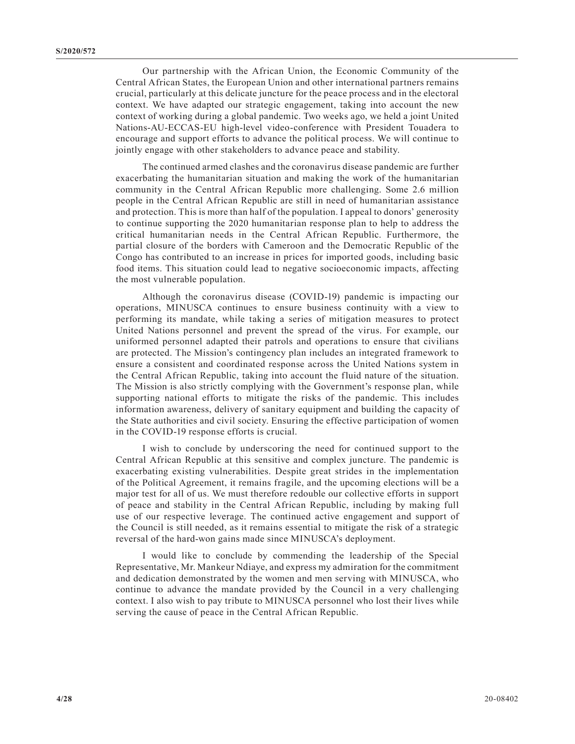Our partnership with the African Union, the Economic Community of the Central African States, the European Union and other international partners remains crucial, particularly at this delicate juncture for the peace process and in the electoral context. We have adapted our strategic engagement, taking into account the new context of working during a global pandemic. Two weeks ago, we held a joint United Nations-AU-ECCAS-EU high-level video-conference with President Touadera to encourage and support efforts to advance the political process. We will continue to jointly engage with other stakeholders to advance peace and stability.

The continued armed clashes and the coronavirus disease pandemic are further exacerbating the humanitarian situation and making the work of the humanitarian community in the Central African Republic more challenging. Some 2.6 million people in the Central African Republic are still in need of humanitarian assistance and protection. This is more than half of the population. I appeal to donors' generosity to continue supporting the 2020 humanitarian response plan to help to address the critical humanitarian needs in the Central African Republic. Furthermore, the partial closure of the borders with Cameroon and the Democratic Republic of the Congo has contributed to an increase in prices for imported goods, including basic food items. This situation could lead to negative socioeconomic impacts, affecting the most vulnerable population.

Although the coronavirus disease (COVID-19) pandemic is impacting our operations, MINUSCA continues to ensure business continuity with a view to performing its mandate, while taking a series of mitigation measures to protect United Nations personnel and prevent the spread of the virus. For example, our uniformed personnel adapted their patrols and operations to ensure that civilians are protected. The Mission's contingency plan includes an integrated framework to ensure a consistent and coordinated response across the United Nations system in the Central African Republic, taking into account the fluid nature of the situation. The Mission is also strictly complying with the Government's response plan, while supporting national efforts to mitigate the risks of the pandemic. This includes information awareness, delivery of sanitary equipment and building the capacity of the State authorities and civil society. Ensuring the effective participation of women in the COVID-19 response efforts is crucial.

I wish to conclude by underscoring the need for continued support to the Central African Republic at this sensitive and complex juncture. The pandemic is exacerbating existing vulnerabilities. Despite great strides in the implementation of the Political Agreement, it remains fragile, and the upcoming elections will be a major test for all of us. We must therefore redouble our collective efforts in support of peace and stability in the Central African Republic, including by making full use of our respective leverage. The continued active engagement and support of the Council is still needed, as it remains essential to mitigate the risk of a strategic reversal of the hard-won gains made since MINUSCA's deployment.

I would like to conclude by commending the leadership of the Special Representative, Mr. Mankeur Ndiaye, and express my admiration for the commitment and dedication demonstrated by the women and men serving with MINUSCA, who continue to advance the mandate provided by the Council in a very challenging context. I also wish to pay tribute to MINUSCA personnel who lost their lives while serving the cause of peace in the Central African Republic.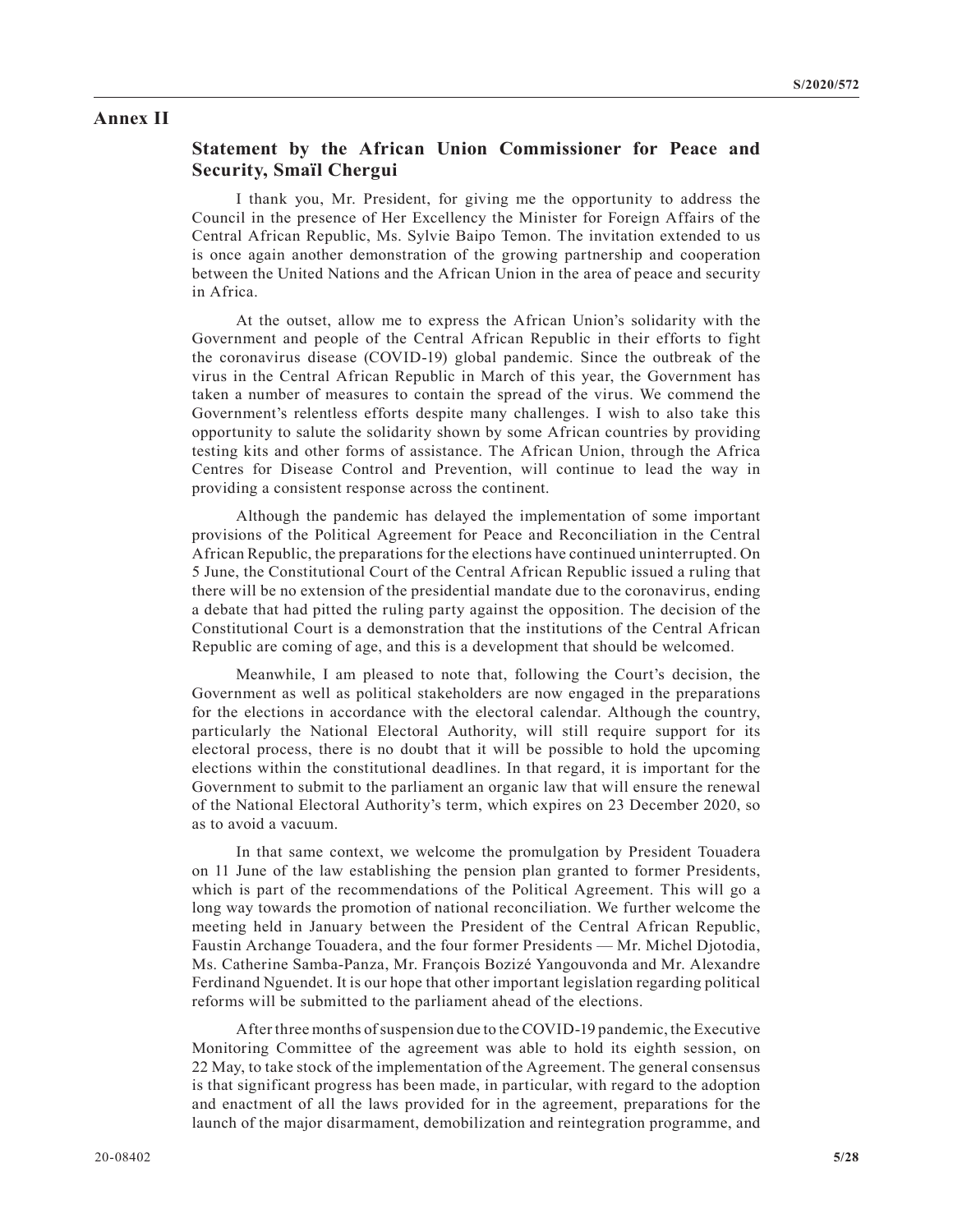# Annex II

## Statement by the African Union Commissioner for Peace and Security, Smaïl Chergui

I thank you, Mr. President, for giving me the opportunity to address the Council in the presence of Her Excellency the Minister for Foreign Affairs of the Central African Republic, Ms. Sylvie Baipo Temon. The invitation extended to us is once again another demonstration of the growing partnership and cooperation between the United Nations and the African Union in the area of peace and security in Africa.

At the outset, allow me to express the African Union's solidarity with the Government and people of the Central African Republic in their efforts to fight the coronavirus disease (COVID-19) global pandemic. Since the outbreak of the virus in the Central African Republic in March of this year, the Government has taken a number of measures to contain the spread of the virus. We commend the Government's relentless efforts despite many challenges. I wish to also take this opportunity to salute the solidarity shown by some African countries by providing testing kits and other forms of assistance. The African Union, through the Africa Centres for Disease Control and Prevention, will continue to lead the way in providing a consistent response across the continent.

Although the pandemic has delayed the implementation of some important provisions of the Political Agreement for Peace and Reconciliation in the Central African Republic, the preparations for the elections have continued uninterrupted. On 5 June, the Constitutional Court of the Central African Republic issued a ruling that there will be no extension of the presidential mandate due to the coronavirus, ending a debate that had pitted the ruling party against the opposition. The decision of the Constitutional Court is a demonstration that the institutions of the Central African Republic are coming of age, and this is a development that should be welcomed.

Meanwhile, I am pleased to note that, following the Court's decision, the Government as well as political stakeholders are now engaged in the preparations for the elections in accordance with the electoral calendar. Although the country, particularly the National Electoral Authority, will still require support for its electoral process, there is no doubt that it will be possible to hold the upcoming elections within the constitutional deadlines. In that regard, it is important for the Government to submit to the parliament an organic law that will ensure the renewal of the National Electoral Authority's term, which expires on 23 December 2020, so as to avoid a vacuum.

In that same context, we welcome the promulgation by President Touadera on 11 June of the law establishing the pension plan granted to former Presidents, which is part of the recommendations of the Political Agreement. This will go a long way towards the promotion of national reconciliation. We further welcome the meeting held in January between the President of the Central African Republic, Faustin Archange Touadera, and the four former Presidents — Mr. Michel Djotodia, Ms. Catherine Samba-Panza, Mr. François Bozizé Yangouvonda and Mr. Alexandre Ferdinand Nguendet. It is our hope that other important legislation regarding political reforms will be submitted to the parliament ahead of the elections.

After three months of suspension due to the COVID-19 pandemic, the Executive Monitoring Committee of the agreement was able to hold its eighth session, on 22 May, to take stock of the implementation of the Agreement. The general consensus is that significant progress has been made, in particular, with regard to the adoption and enactment of all the laws provided for in the agreement, preparations for the launch of the major disarmament, demobilization and reintegration programme, and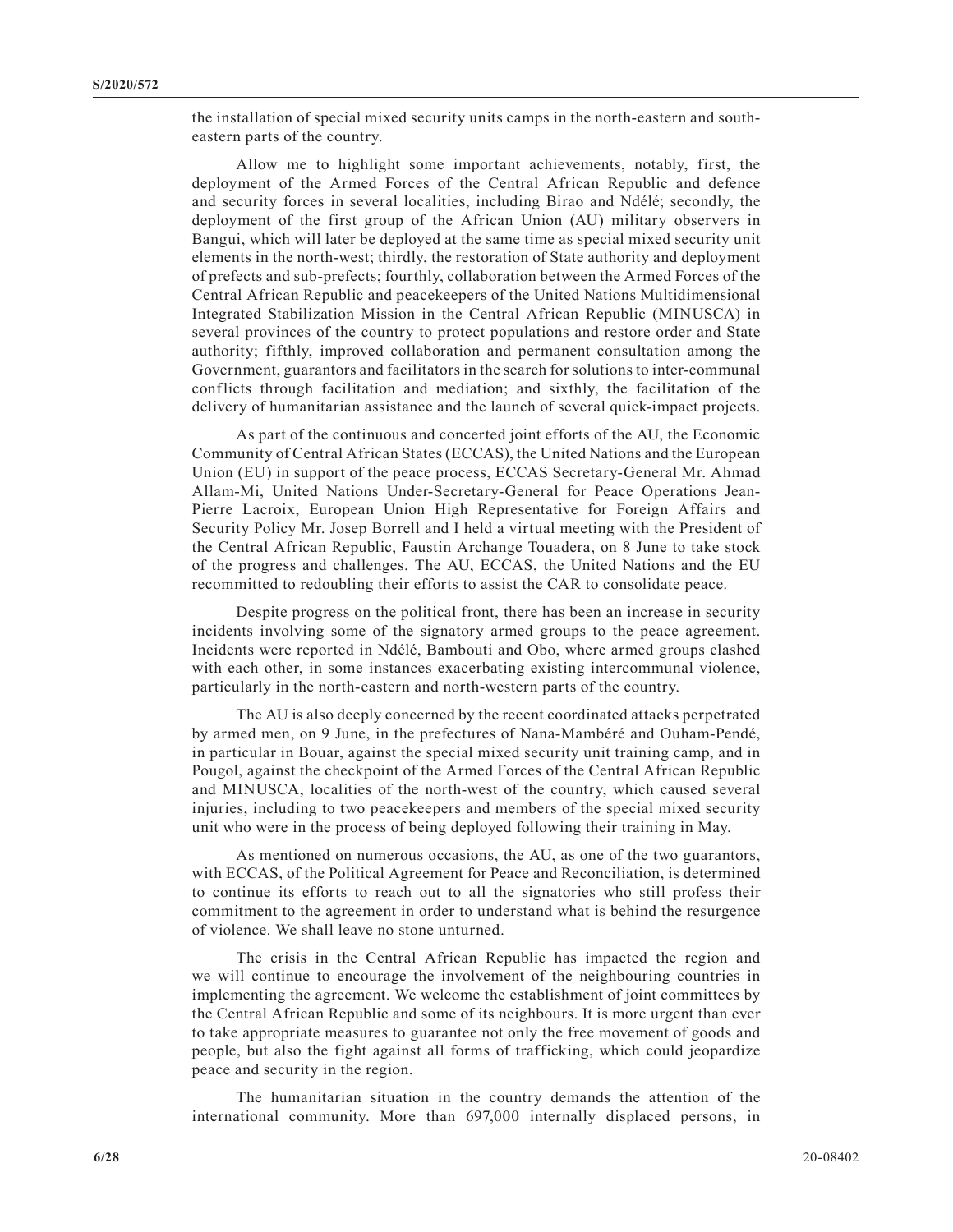the installation of special mixed security units camps in the north-eastern and south-eastern parts of the country.

Allow me to highlight some important achievements, notably, first, the deployment of the Armed Forces of the Central African Republic and defence and security forces in several localities, including Birao and Ndélé; secondly, the deployment of the first group of the African Union (AU) military observers in Bangui, which will later be deployed at the same time as special mixed security unit elements in the north-west; thirdly, the restoration of State authority and deployment of prefects and sub-prefects; fourthly, collaboration between the Armed Forces of the Central African Republic and peacekeepers of the United Nations Multidimensional Integrated Stabilization Mission in the Central African Republic (MINUSCA) in several provinces of the country to protect populations and restore order and State authority; fifthly, improved collaboration and permanent consultation among the Government, guarantors and facilitators in the search for solutions to inter-communal conflicts through facilitation and mediation; and sixthly, the facilitation of the delivery of humanitarian assistance and the launch of several quick-impact projects.

As part of the continuous and concerted joint efforts of the AU, the Economic Community of Central African States (ECCAS), the United Nations and the European Union (EU) in support of the peace process, ECCAS Secretary-General Mr. Ahmad Allam-Mi, United Nations Under-Secretary-General for Peace Operations Jean-Pierre Lacroix, European Union High Representative for Foreign Affairs and Security Policy Mr. Josep Borrell and I held a virtual meeting with the President of the Central African Republic, Faustin Archange Touadera, on 8 June to take stock of the progress and challenges. The AU, ECCAS, the United Nations and the EU recommitted to redoubling their efforts to assist the CAR to consolidate peace.

Despite progress on the political front, there has been an increase in security incidents involving some of the signatory armed groups to the peace agreement. Incidents were reported in Ndélé, Bambouti and Obo, where armed groups clashed with each other, in some instances exacerbating existing intercommunal violence, particularly in the north-eastern and north-western parts of the country.

The AU is also deeply concerned by the recent coordinated attacks perpetrated by armed men, on 9 June, in the prefectures of Nana-Mambéré and Ouham-Pendé, in particular in Bouar, against the special mixed security unit training camp, and in Pougol, against the checkpoint of the Armed Forces of the Central African Republic and MINUSCA, localities of the north-west of the country, which caused several injuries, including to two peacekeepers and members of the special mixed security unit who were in the process of being deployed following their training in May.

As mentioned on numerous occasions, the AU, as one of the two guarantors, with ECCAS, of the Political Agreement for Peace and Reconciliation, is determined to continue its efforts to reach out to all the signatories who still profess their commitment to the agreement in order to understand what is behind the resurgence of violence. We shall leave no stone unturned.

The crisis in the Central African Republic has impacted the region and we will continue to encourage the involvement of the neighbouring countries in implementing the agreement. We welcome the establishment of joint committees by the Central African Republic and some of its neighbours. It is more urgent than ever to take appropriate measures to guarantee not only the free movement of goods and people, but also the fight against all forms of trafficking, which could jeopardize peace and security in the region.

The humanitarian situation in the country demands the attention of the international community. More than 697,000 internally displaced persons, in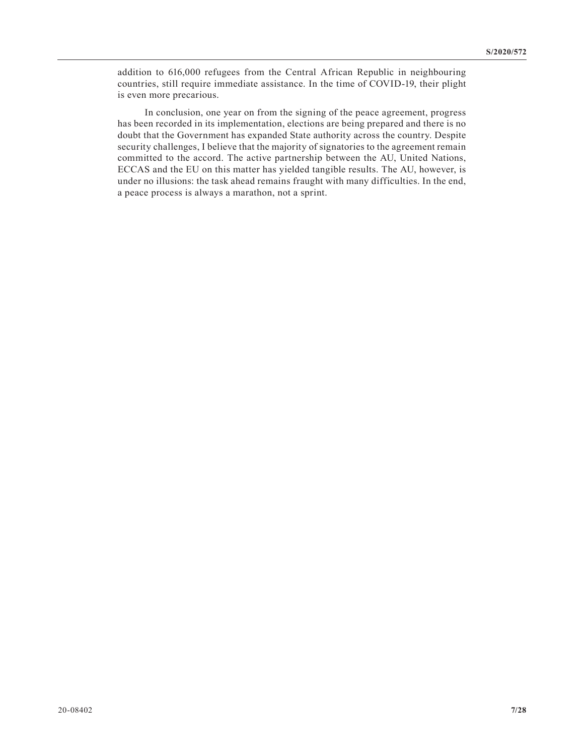addition to 616,000 refugees from the Central African Republic in neighbouring countries, still require immediate assistance. In the time of COVID-19, their plight is even more precarious.

In conclusion, one year on from the signing of the peace agreement, progress has been recorded in its implementation, elections are being prepared and there is no doubt that the Government has expanded State authority across the country. Despite security challenges, I believe that the majority of signatories to the agreement remain committed to the accord. The active partnership between the AU, United Nations, ECCAS and the EU on this matter has yielded tangible results. The AU, however, is under no illusions: the task ahead remains fraught with many difficulties. In the end, a peace process is always a marathon, not a sprint.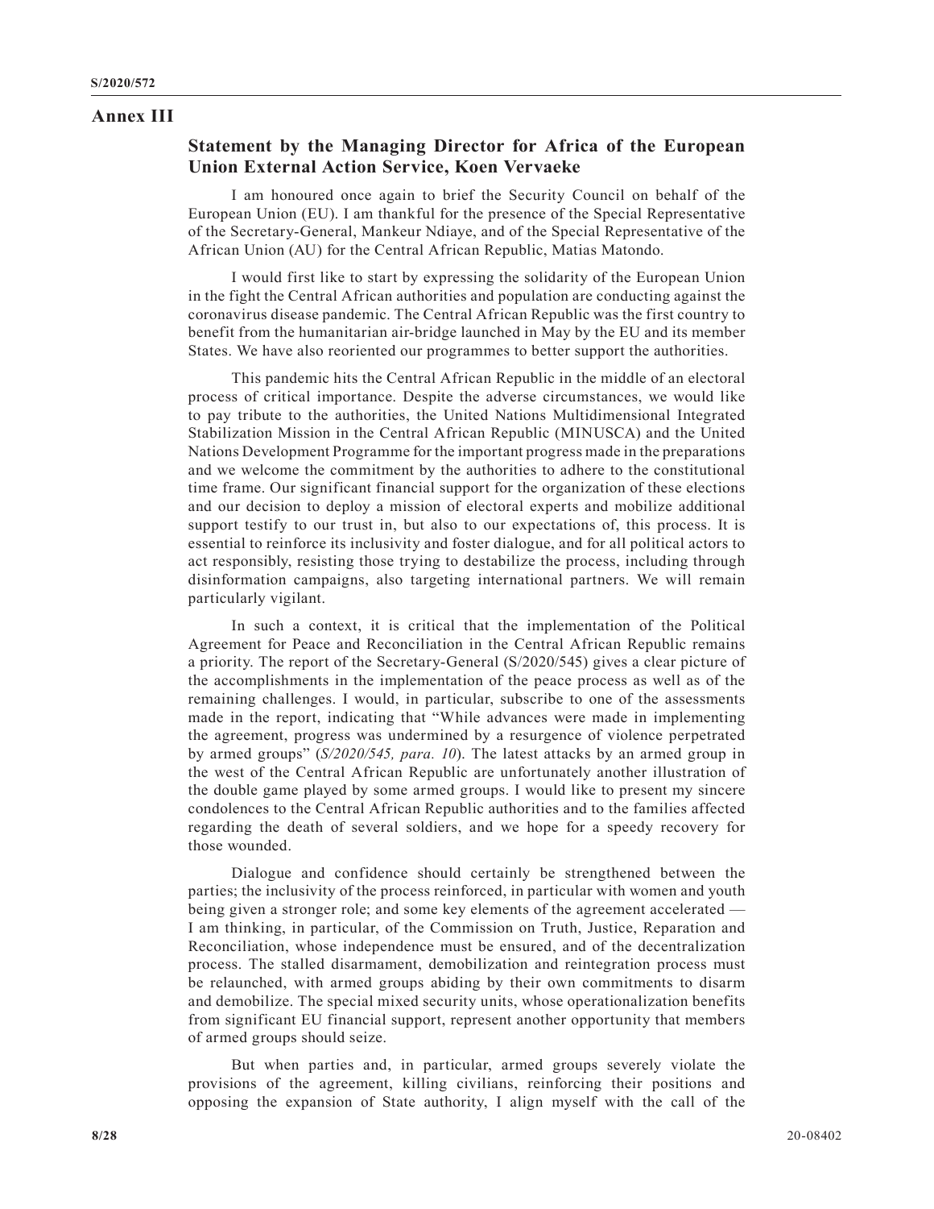# Annex III

## Statement by the Managing Director for Africa of the European Union External Action Service, Koen Vervaeke

I am honoured once again to brief the Security Council on behalf of the European Union (EU). I am thankful for the presence of the Special Representative of the Secretary-General, Mankeur Ndiaye, and of the Special Representative of the African Union (AU) for the Central African Republic, Matias Matondo.

I would first like to start by expressing the solidarity of the European Union in the fight the Central African authorities and population are conducting against the coronavirus disease pandemic. The Central African Republic was the first country to benefit from the humanitarian air-bridge launched in May by the EU and its member States. We have also reoriented our programmes to better support the authorities.

This pandemic hits the Central African Republic in the middle of an electoral process of critical importance. Despite the adverse circumstances, we would like to pay tribute to the authorities, the United Nations Multidimensional Integrated Stabilization Mission in the Central African Republic (MINUSCA) and the United Nations Development Programme for the important progress made in the preparations and we welcome the commitment by the authorities to adhere to the constitutional time frame. Our significant financial support for the organization of these elections and our decision to deploy a mission of electoral experts and mobilize additional support testify to our trust in, but also to our expectations of, this process. It is essential to reinforce its inclusivity and foster dialogue, and for all political actors to act responsibly, resisting those trying to destabilize the process, including through disinformation campaigns, also targeting international partners. We will remain particularly vigilant.

In such a context, it is critical that the implementation of the Political Agreement for Peace and Reconciliation in the Central African Republic remains a priority. The report of the Secretary-General (S/2020/545) gives a clear picture of the accomplishments in the implementation of the peace process as well as of the remaining challenges. I would, in particular, subscribe to one of the assessments made in the report, indicating that "While advances were made in implementing the agreement, progress was undermined by a resurgence of violence perpetrated by armed groups" (*S/2020/545, para. 10*). The latest attacks by an armed group in the west of the Central African Republic are unfortunately another illustration of the double game played by some armed groups. I would like to present my sincere condolences to the Central African Republic authorities and to the families affected regarding the death of several soldiers, and we hope for a speedy recovery for those wounded.

Dialogue and confidence should certainly be strengthened between the parties; the inclusivity of the process reinforced, in particular with women and youth being given a stronger role; and some key elements of the agreement accelerated — I am thinking, in particular, of the Commission on Truth, Justice, Reparation and Reconciliation, whose independence must be ensured, and of the decentralization process. The stalled disarmament, demobilization and reintegration process must be relaunched, with armed groups abiding by their own commitments to disarm and demobilize. The special mixed security units, whose operationalization benefits from significant EU financial support, represent another opportunity that members of armed groups should seize.

But when parties and, in particular, armed groups severely violate the provisions of the agreement, killing civilians, reinforcing their positions and opposing the expansion of State authority, I align myself with the call of the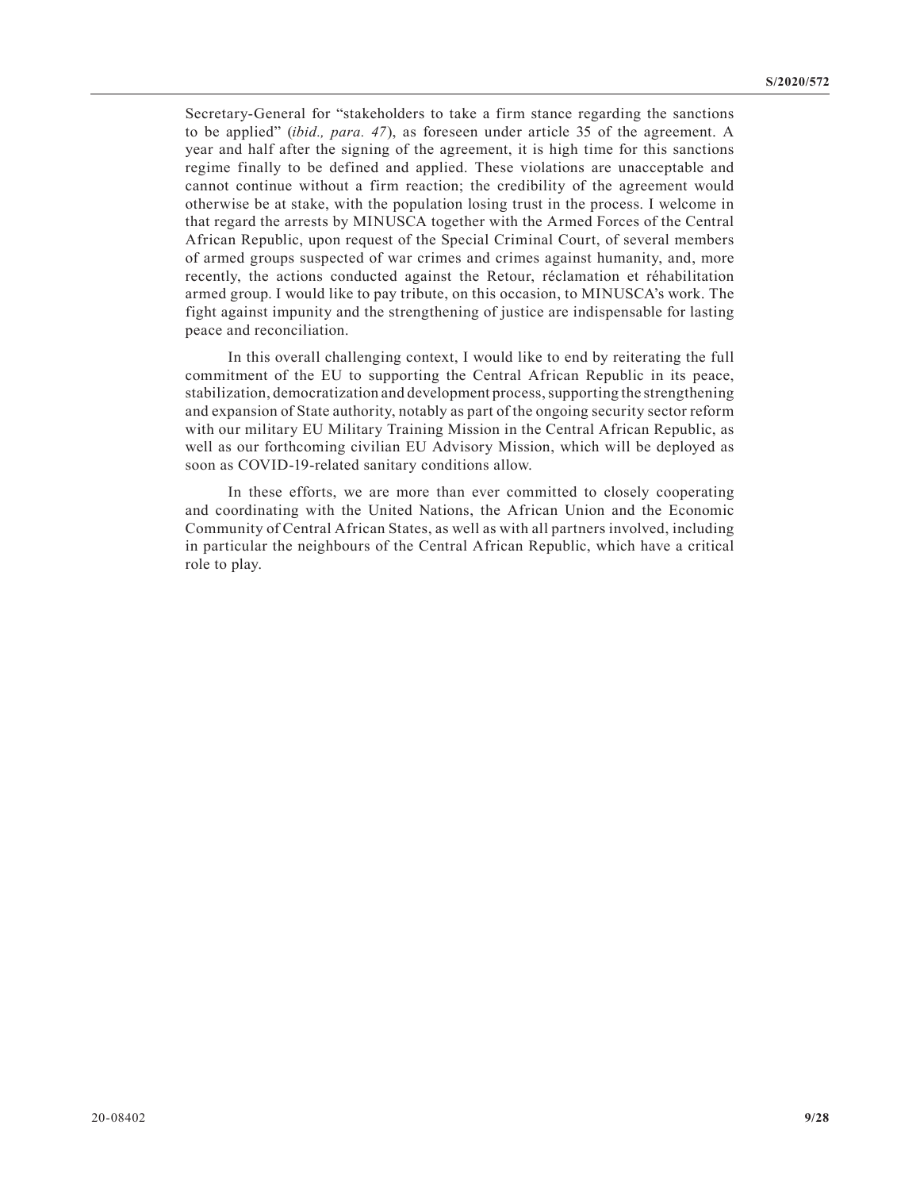Secretary-General for "stakeholders to take a firm stance regarding the sanctions to be applied" (*ibid., para. 47*), as foreseen under article 35 of the agreement. A year and half after the signing of the agreement, it is high time for this sanctions regime finally to be defined and applied. These violations are unacceptable and cannot continue without a firm reaction; the credibility of the agreement would otherwise be at stake, with the population losing trust in the process. I welcome in that regard the arrests by MINUSCA together with the Armed Forces of the Central African Republic, upon request of the Special Criminal Court, of several members of armed groups suspected of war crimes and crimes against humanity, and, more recently, the actions conducted against the Retour, réclamation et réhabilitation armed group. I would like to pay tribute, on this occasion, to MINUSCA's work. The fight against impunity and the strengthening of justice are indispensable for lasting peace and reconciliation.

In this overall challenging context, I would like to end by reiterating the full commitment of the EU to supporting the Central African Republic in its peace, stabilization, democratization and development process, supporting the strengthening and expansion of State authority, notably as part of the ongoing security sector reform with our military EU Military Training Mission in the Central African Republic, as well as our forthcoming civilian EU Advisory Mission, which will be deployed as soon as COVID-19-related sanitary conditions allow.

In these efforts, we are more than ever committed to closely cooperating and coordinating with the United Nations, the African Union and the Economic Community of Central African States, as well as with all partners involved, including in particular the neighbours of the Central African Republic, which have a critical role to play.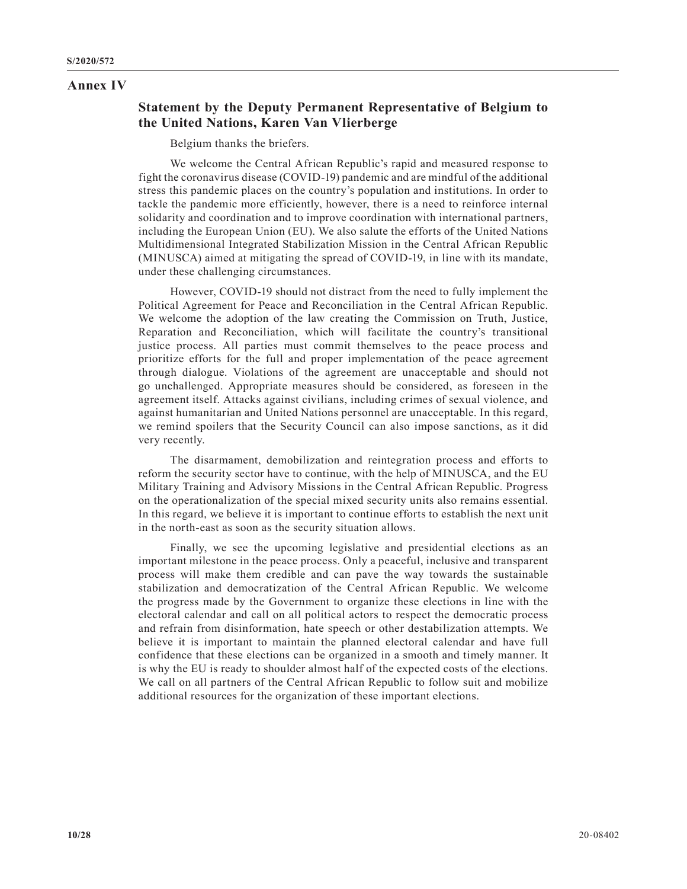# Annex IV

## Statement by the Deputy Permanent Representative of Belgium to the United Nations, Karen Van Vlierberge

Belgium thanks the briefers.

We welcome the Central African Republic's rapid and measured response to fight the coronavirus disease (COVID-19) pandemic and are mindful of the additional stress this pandemic places on the country's population and institutions. In order to tackle the pandemic more efficiently, however, there is a need to reinforce internal solidarity and coordination and to improve coordination with international partners, including the European Union (EU). We also salute the efforts of the United Nations Multidimensional Integrated Stabilization Mission in the Central African Republic (MINUSCA) aimed at mitigating the spread of COVID-19, in line with its mandate, under these challenging circumstances.

However, COVID-19 should not distract from the need to fully implement the Political Agreement for Peace and Reconciliation in the Central African Republic. We welcome the adoption of the law creating the Commission on Truth, Justice, Reparation and Reconciliation, which will facilitate the country's transitional justice process. All parties must commit themselves to the peace process and prioritize efforts for the full and proper implementation of the peace agreement through dialogue. Violations of the agreement are unacceptable and should not go unchallenged. Appropriate measures should be considered, as foreseen in the agreement itself. Attacks against civilians, including crimes of sexual violence, and against humanitarian and United Nations personnel are unacceptable. In this regard, we remind spoilers that the Security Council can also impose sanctions, as it did very recently.

The disarmament, demobilization and reintegration process and efforts to reform the security sector have to continue, with the help of MINUSCA, and the EU Military Training and Advisory Missions in the Central African Republic. Progress on the operationalization of the special mixed security units also remains essential. In this regard, we believe it is important to continue efforts to establish the next unit in the north-east as soon as the security situation allows.

Finally, we see the upcoming legislative and presidential elections as an important milestone in the peace process. Only a peaceful, inclusive and transparent process will make them credible and can pave the way towards the sustainable stabilization and democratization of the Central African Republic. We welcome the progress made by the Government to organize these elections in line with the electoral calendar and call on all political actors to respect the democratic process and refrain from disinformation, hate speech or other destabilization attempts. We believe it is important to maintain the planned electoral calendar and have full confidence that these elections can be organized in a smooth and timely manner. It is why the EU is ready to shoulder almost half of the expected costs of the elections. We call on all partners of the Central African Republic to follow suit and mobilize additional resources for the organization of these important elections.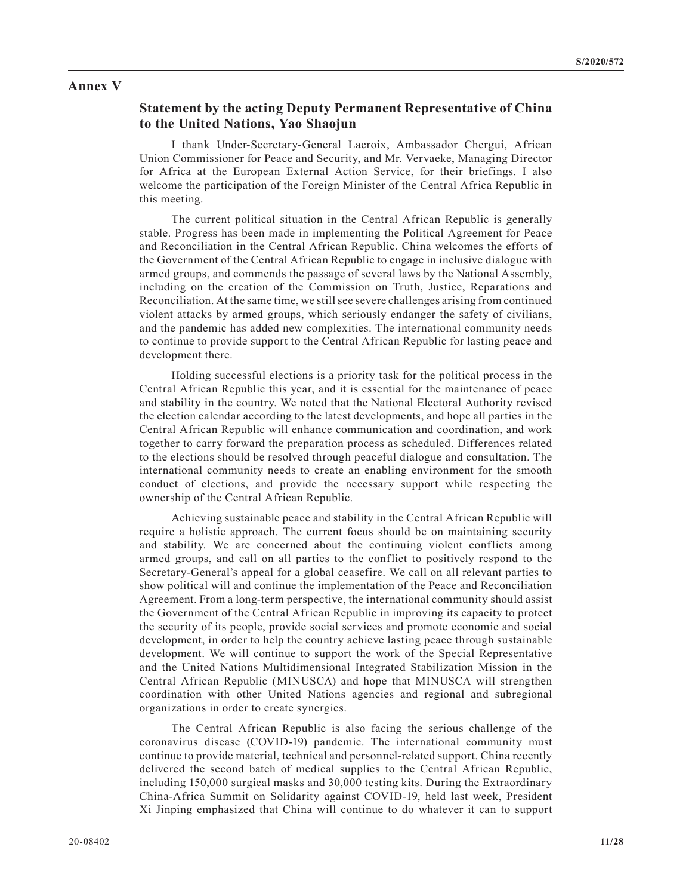# Annex V

## Statement by the acting Deputy Permanent Representative of China to the United Nations, Yao Shaojun

I thank Under-Secretary-General Lacroix, Ambassador Chergui, African Union Commissioner for Peace and Security, and Mr. Vervaeke, Managing Director for Africa at the European External Action Service, for their briefings. I also welcome the participation of the Foreign Minister of the Central Africa Republic in this meeting.

The current political situation in the Central African Republic is generally stable. Progress has been made in implementing the Political Agreement for Peace and Reconciliation in the Central African Republic. China welcomes the efforts of the Government of the Central African Republic to engage in inclusive dialogue with armed groups, and commends the passage of several laws by the National Assembly, including on the creation of the Commission on Truth, Justice, Reparations and Reconciliation. At the same time, we still see severe challenges arising from continued violent attacks by armed groups, which seriously endanger the safety of civilians, and the pandemic has added new complexities. The international community needs to continue to provide support to the Central African Republic for lasting peace and development there.

Holding successful elections is a priority task for the political process in the Central African Republic this year, and it is essential for the maintenance of peace and stability in the country. We noted that the National Electoral Authority revised the election calendar according to the latest developments, and hope all parties in the Central African Republic will enhance communication and coordination, and work together to carry forward the preparation process as scheduled. Differences related to the elections should be resolved through peaceful dialogue and consultation. The international community needs to create an enabling environment for the smooth conduct of elections, and provide the necessary support while respecting the ownership of the Central African Republic.

Achieving sustainable peace and stability in the Central African Republic will require a holistic approach. The current focus should be on maintaining security and stability. We are concerned about the continuing violent conflicts among armed groups, and call on all parties to the conflict to positively respond to the Secretary-General's appeal for a global ceasefire. We call on all relevant parties to show political will and continue the implementation of the Peace and Reconciliation Agreement. From a long-term perspective, the international community should assist the Government of the Central African Republic in improving its capacity to protect the security of its people, provide social services and promote economic and social development, in order to help the country achieve lasting peace through sustainable development. We will continue to support the work of the Special Representative and the United Nations Multidimensional Integrated Stabilization Mission in the Central African Republic (MINUSCA) and hope that MINUSCA will strengthen coordination with other United Nations agencies and regional and subregional organizations in order to create synergies.

The Central African Republic is also facing the serious challenge of the coronavirus disease (COVID-19) pandemic. The international community must continue to provide material, technical and personnel-related support. China recently delivered the second batch of medical supplies to the Central African Republic, including 150,000 surgical masks and 30,000 testing kits. During the Extraordinary China-Africa Summit on Solidarity against COVID-19, held last week, President Xi Jinping emphasized that China will continue to do whatever it can to support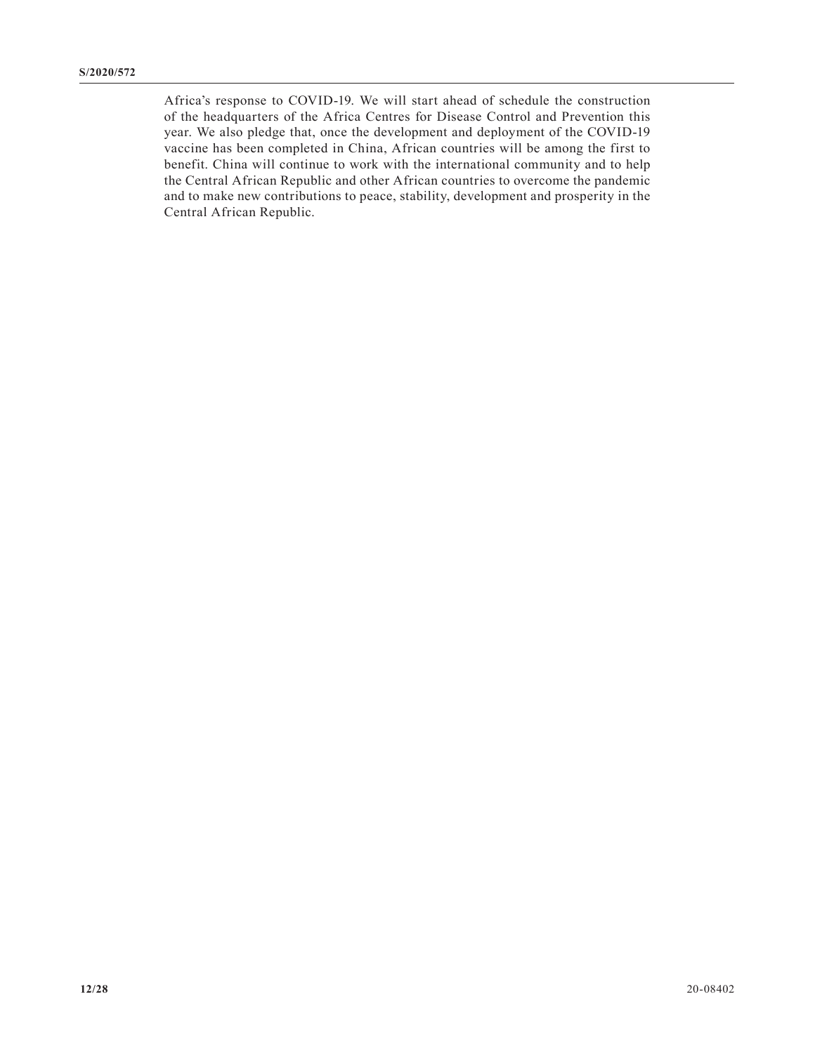Africa's response to COVID-19. We will start ahead of schedule the construction of the headquarters of the Africa Centres for Disease Control and Prevention this year. We also pledge that, once the development and deployment of the COVID-19 vaccine has been completed in China, African countries will be among the first to benefit. China will continue to work with the international community and to help the Central African Republic and other African countries to overcome the pandemic and to make new contributions to peace, stability, development and prosperity in the Central African Republic.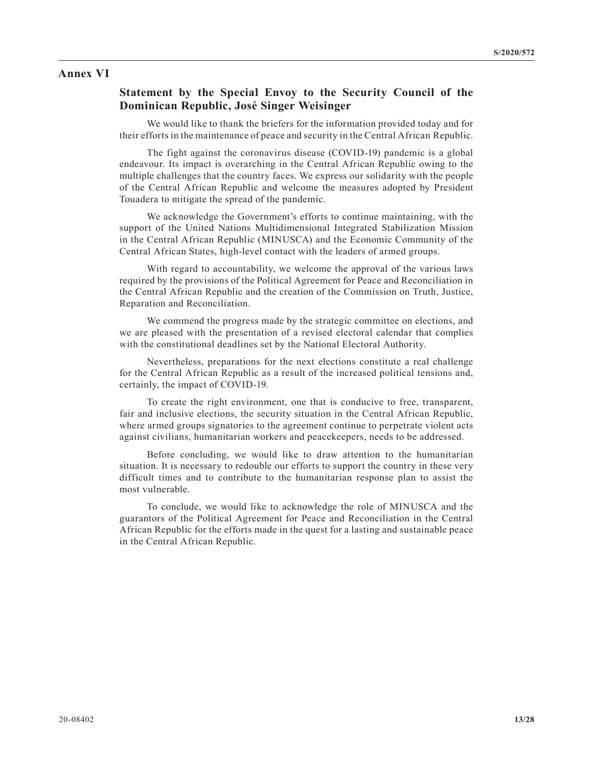# Annex VI

## Statement by the Special Envoy to the Security Council of the Dominican Republic, José Singer Weisinger

We would like to thank the briefers for the information provided today and for their efforts in the maintenance of peace and security in the Central African Republic.

The fight against the coronavirus disease (COVID-19) pandemic is a global endeavour. Its impact is overarching in the Central African Republic owing to the multiple challenges that the country faces. We express our solidarity with the people of the Central African Republic and welcome the measures adopted by President Touadera to mitigate the spread of the pandemic.

We acknowledge the Government's efforts to continue maintaining, with the support of the United Nations Multidimensional Integrated Stabilization Mission in the Central African Republic (MINUSCA) and the Economic Community of the Central African States, high-level contact with the leaders of armed groups.

With regard to accountability, we welcome the approval of the various laws required by the provisions of the Political Agreement for Peace and Reconciliation in the Central African Republic and the creation of the Commission on Truth, Justice, Reparation and Reconciliation.

We commend the progress made by the strategic committee on elections, and we are pleased with the presentation of a revised electoral calendar that complies with the constitutional deadlines set by the National Electoral Authority.

Nevertheless, preparations for the next elections constitute a real challenge for the Central African Republic as a result of the increased political tensions and, certainly, the impact of COVID-19.

To create the right environment, one that is conducive to free, transparent, fair and inclusive elections, the security situation in the Central African Republic, where armed groups signatories to the agreement continue to perpetrate violent acts against civilians, humanitarian workers and peacekeepers, needs to be addressed.

Before concluding, we would like to draw attention to the humanitarian situation. It is necessary to redouble our efforts to support the country in these very difficult times and to contribute to the humanitarian response plan to assist the most vulnerable.

To conclude, we would like to acknowledge the role of MINUSCA and the guarantors of the Political Agreement for Peace and Reconciliation in the Central African Republic for the efforts made in the quest for a lasting and sustainable peace in the Central African Republic.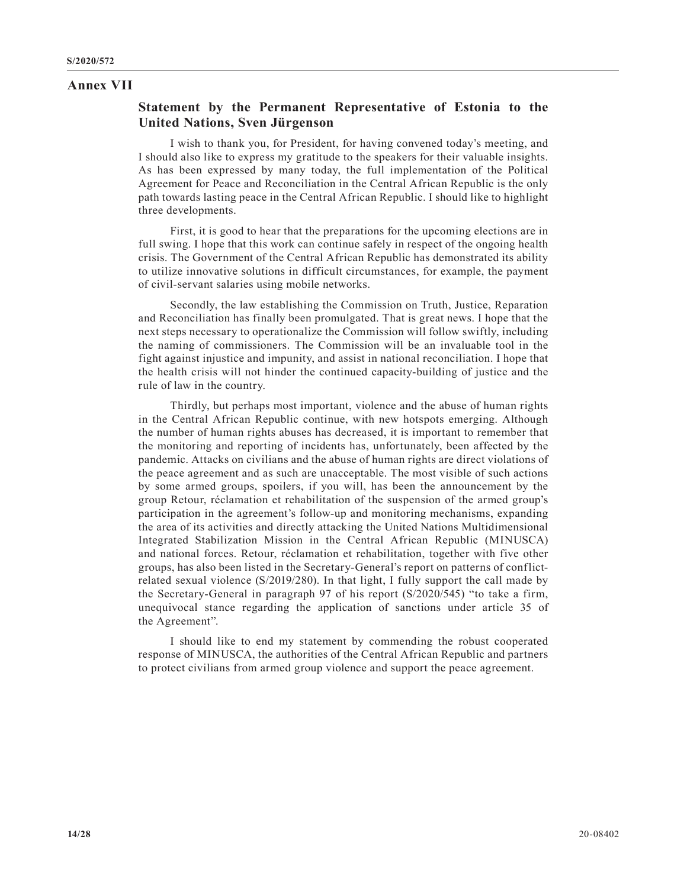# Annex VII

## Statement by the Permanent Representative of Estonia to the United Nations, Sven Jürgenson

I wish to thank you, for President, for having convened today's meeting, and I should also like to express my gratitude to the speakers for their valuable insights. As has been expressed by many today, the full implementation of the Political Agreement for Peace and Reconciliation in the Central African Republic is the only path towards lasting peace in the Central African Republic. I should like to highlight three developments.

First, it is good to hear that the preparations for the upcoming elections are in full swing. I hope that this work can continue safely in respect of the ongoing health crisis. The Government of the Central African Republic has demonstrated its ability to utilize innovative solutions in difficult circumstances, for example, the payment of civil-servant salaries using mobile networks.

Secondly, the law establishing the Commission on Truth, Justice, Reparation and Reconciliation has finally been promulgated. That is great news. I hope that the next steps necessary to operationalize the Commission will follow swiftly, including the naming of commissioners. The Commission will be an invaluable tool in the fight against injustice and impunity, and assist in national reconciliation. I hope that the health crisis will not hinder the continued capacity-building of justice and the rule of law in the country.

Thirdly, but perhaps most important, violence and the abuse of human rights in the Central African Republic continue, with new hotspots emerging. Although the number of human rights abuses has decreased, it is important to remember that the monitoring and reporting of incidents has, unfortunately, been affected by the pandemic. Attacks on civilians and the abuse of human rights are direct violations of the peace agreement and as such are unacceptable. The most visible of such actions by some armed groups, spoilers, if you will, has been the announcement by the group Retour, réclamation et rehabilitation of the suspension of the armed group's participation in the agreement's follow-up and monitoring mechanisms, expanding the area of its activities and directly attacking the United Nations Multidimensional Integrated Stabilization Mission in the Central African Republic (MINUSCA) and national forces. Retour, réclamation et rehabilitation, together with five other groups, has also been listed in the Secretary-General's report on patterns of conflict-related sexual violence (S/2019/280). In that light, I fully support the call made by the Secretary-General in paragraph 97 of his report (S/2020/545) "to take a firm, unequivocal stance regarding the application of sanctions under article 35 of the Agreement".

I should like to end my statement by commending the robust cooperated response of MINUSCA, the authorities of the Central African Republic and partners to protect civilians from armed group violence and support the peace agreement.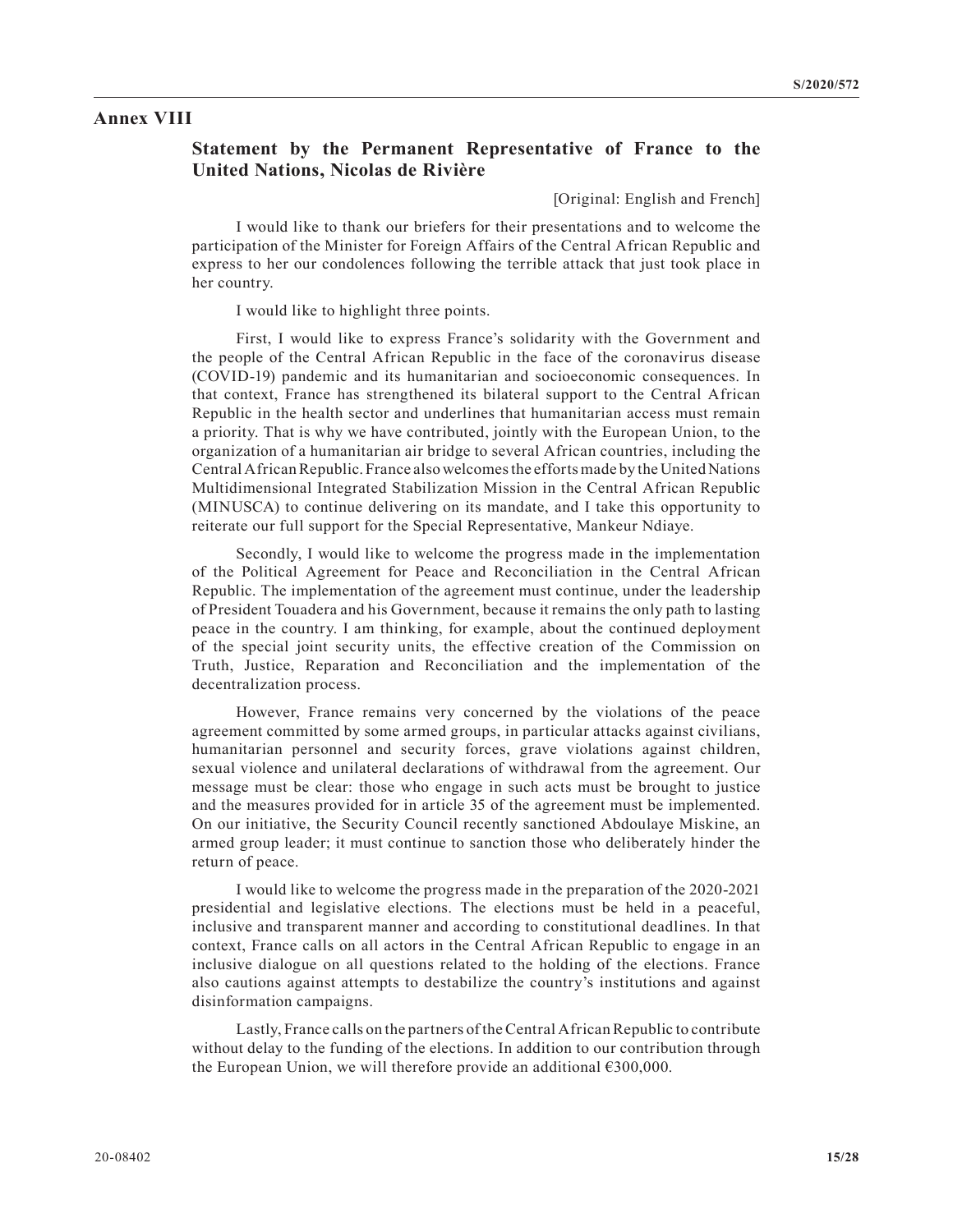## Annex VIII

### Statement by the Permanent Representative of France to the United Nations, Nicolas de Rivière

[Original: English and French]

I would like to thank our briefers for their presentations and to welcome the participation of the Minister for Foreign Affairs of the Central African Republic and express to her our condolences following the terrible attack that just took place in her country.

I would like to highlight three points.

First, I would like to express France's solidarity with the Government and the people of the Central African Republic in the face of the coronavirus disease (COVID-19) pandemic and its humanitarian and socioeconomic consequences. In that context, France has strengthened its bilateral support to the Central African Republic in the health sector and underlines that humanitarian access must remain a priority. That is why we have contributed, jointly with the European Union, to the organization of a humanitarian air bridge to several African countries, including the Central African Republic. France also welcomes the efforts made by the United Nations Multidimensional Integrated Stabilization Mission in the Central African Republic (MINUSCA) to continue delivering on its mandate, and I take this opportunity to reiterate our full support for the Special Representative, Mankeur Ndiaye.

Secondly, I would like to welcome the progress made in the implementation of the Political Agreement for Peace and Reconciliation in the Central African Republic. The implementation of the agreement must continue, under the leadership of President Touadera and his Government, because it remains the only path to lasting peace in the country. I am thinking, for example, about the continued deployment of the special joint security units, the effective creation of the Commission on Truth, Justice, Reparation and Reconciliation and the implementation of the decentralization process.

However, France remains very concerned by the violations of the peace agreement committed by some armed groups, in particular attacks against civilians, humanitarian personnel and security forces, grave violations against children, sexual violence and unilateral declarations of withdrawal from the agreement. Our message must be clear: those who engage in such acts must be brought to justice and the measures provided for in article 35 of the agreement must be implemented. On our initiative, the Security Council recently sanctioned Abdoulaye Miskine, an armed group leader; it must continue to sanction those who deliberately hinder the return of peace.

I would like to welcome the progress made in the preparation of the 2020-2021 presidential and legislative elections. The elections must be held in a peaceful, inclusive and transparent manner and according to constitutional deadlines. In that context, France calls on all actors in the Central African Republic to engage in an inclusive dialogue on all questions related to the holding of the elections. France also cautions against attempts to destabilize the country's institutions and against disinformation campaigns.

Lastly, France calls on the partners of the Central African Republic to contribute without delay to the funding of the elections. In addition to our contribution through the European Union, we will therefore provide an additional €300,000.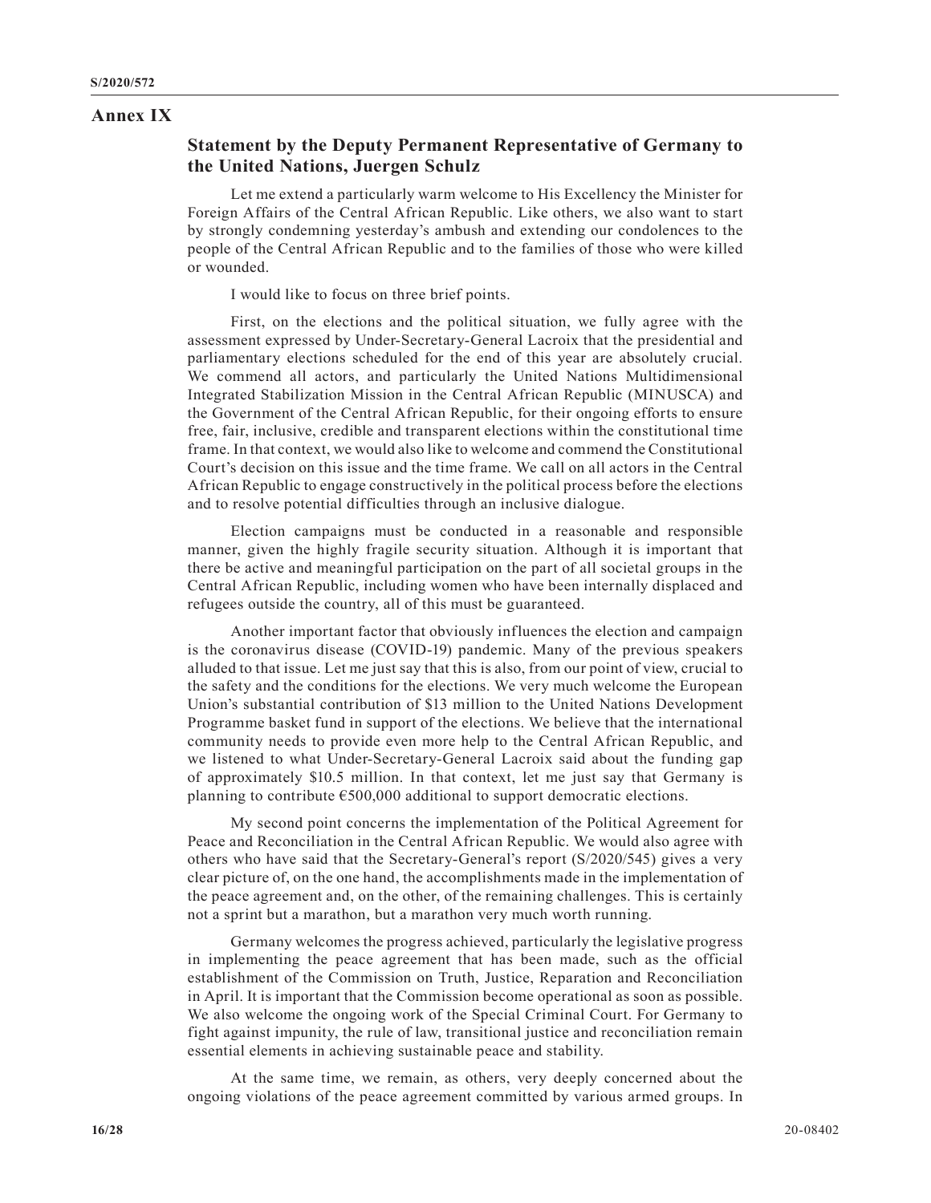## Annex IX

### Statement by the Deputy Permanent Representative of Germany to the United Nations, Juergen Schulz

Let me extend a particularly warm welcome to His Excellency the Minister for Foreign Affairs of the Central African Republic. Like others, we also want to start by strongly condemning yesterday's ambush and extending our condolences to the people of the Central African Republic and to the families of those who were killed or wounded.

I would like to focus on three brief points.

First, on the elections and the political situation, we fully agree with the assessment expressed by Under-Secretary-General Lacroix that the presidential and parliamentary elections scheduled for the end of this year are absolutely crucial. We commend all actors, and particularly the United Nations Multidimensional Integrated Stabilization Mission in the Central African Republic (MINUSCA) and the Government of the Central African Republic, for their ongoing efforts to ensure free, fair, inclusive, credible and transparent elections within the constitutional time frame. In that context, we would also like to welcome and commend the Constitutional Court's decision on this issue and the time frame. We call on all actors in the Central African Republic to engage constructively in the political process before the elections and to resolve potential difficulties through an inclusive dialogue.

Election campaigns must be conducted in a reasonable and responsible manner, given the highly fragile security situation. Although it is important that there be active and meaningful participation on the part of all societal groups in the Central African Republic, including women who have been internally displaced and refugees outside the country, all of this must be guaranteed.

Another important factor that obviously influences the election and campaign is the coronavirus disease (COVID-19) pandemic. Many of the previous speakers alluded to that issue. Let me just say that this is also, from our point of view, crucial to the safety and the conditions for the elections. We very much welcome the European Union's substantial contribution of $13 million to the United Nations Development Programme basket fund in support of the elections. We believe that the international community needs to provide even more help to the Central African Republic, and we listened to what Under-Secretary-General Lacroix said about the funding gap of approximately $10.5 million. In that context, let me just say that Germany is planning to contribute €500,000 additional to support democratic elections.

My second point concerns the implementation of the Political Agreement for Peace and Reconciliation in the Central African Republic. We would also agree with others who have said that the Secretary-General's report (S/2020/545) gives a very clear picture of, on the one hand, the accomplishments made in the implementation of the peace agreement and, on the other, of the remaining challenges. This is certainly not a sprint but a marathon, but a marathon very much worth running.

Germany welcomes the progress achieved, particularly the legislative progress in implementing the peace agreement that has been made, such as the official establishment of the Commission on Truth, Justice, Reparation and Reconciliation in April. It is important that the Commission become operational as soon as possible. We also welcome the ongoing work of the Special Criminal Court. For Germany to fight against impunity, the rule of law, transitional justice and reconciliation remain essential elements in achieving sustainable peace and stability.

At the same time, we remain, as others, very deeply concerned about the ongoing violations of the peace agreement committed by various armed groups. In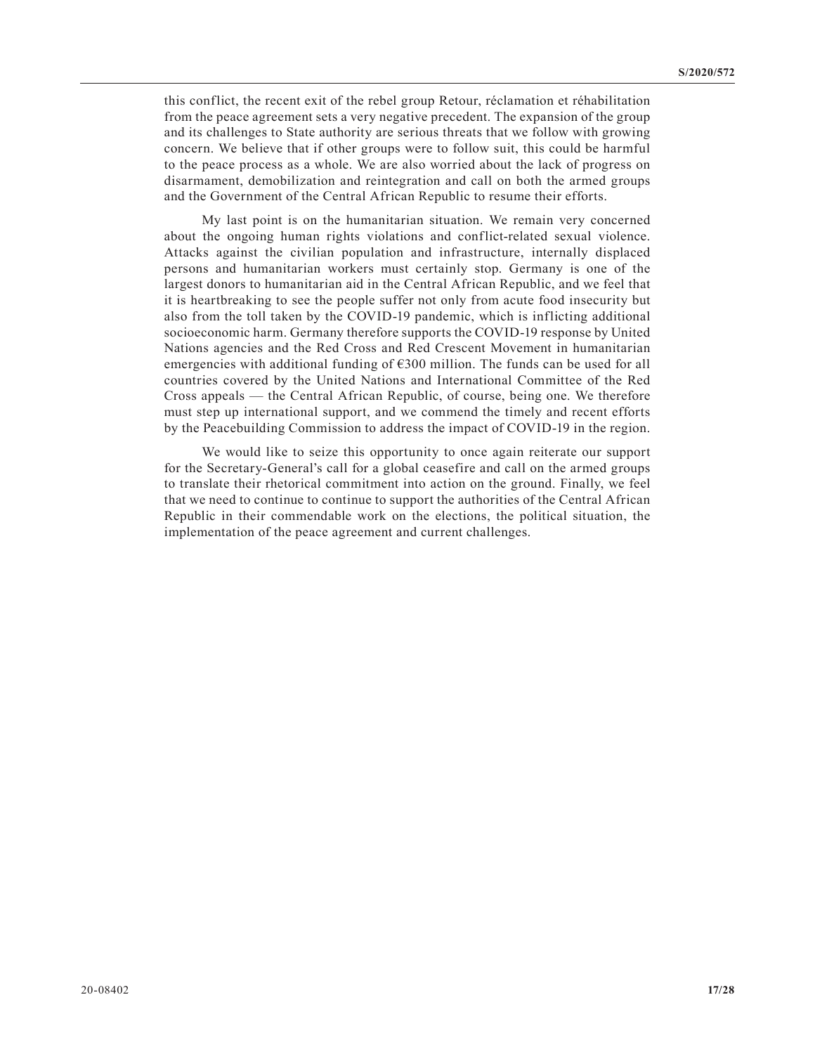this conflict, the recent exit of the rebel group Retour, réclamation et réhabilitation from the peace agreement sets a very negative precedent. The expansion of the group and its challenges to State authority are serious threats that we follow with growing concern. We believe that if other groups were to follow suit, this could be harmful to the peace process as a whole. We are also worried about the lack of progress on disarmament, demobilization and reintegration and call on both the armed groups and the Government of the Central African Republic to resume their efforts.

My last point is on the humanitarian situation. We remain very concerned about the ongoing human rights violations and conflict-related sexual violence. Attacks against the civilian population and infrastructure, internally displaced persons and humanitarian workers must certainly stop. Germany is one of the largest donors to humanitarian aid in the Central African Republic, and we feel that it is heartbreaking to see the people suffer not only from acute food insecurity but also from the toll taken by the COVID-19 pandemic, which is inflicting additional socioeconomic harm. Germany therefore supports the COVID-19 response by United Nations agencies and the Red Cross and Red Crescent Movement in humanitarian emergencies with additional funding of €300 million. The funds can be used for all countries covered by the United Nations and International Committee of the Red Cross appeals — the Central African Republic, of course, being one. We therefore must step up international support, and we commend the timely and recent efforts by the Peacebuilding Commission to address the impact of COVID-19 in the region.

We would like to seize this opportunity to once again reiterate our support for the Secretary-General's call for a global ceasefire and call on the armed groups to translate their rhetorical commitment into action on the ground. Finally, we feel that we need to continue to continue to support the authorities of the Central African Republic in their commendable work on the elections, the political situation, the implementation of the peace agreement and current challenges.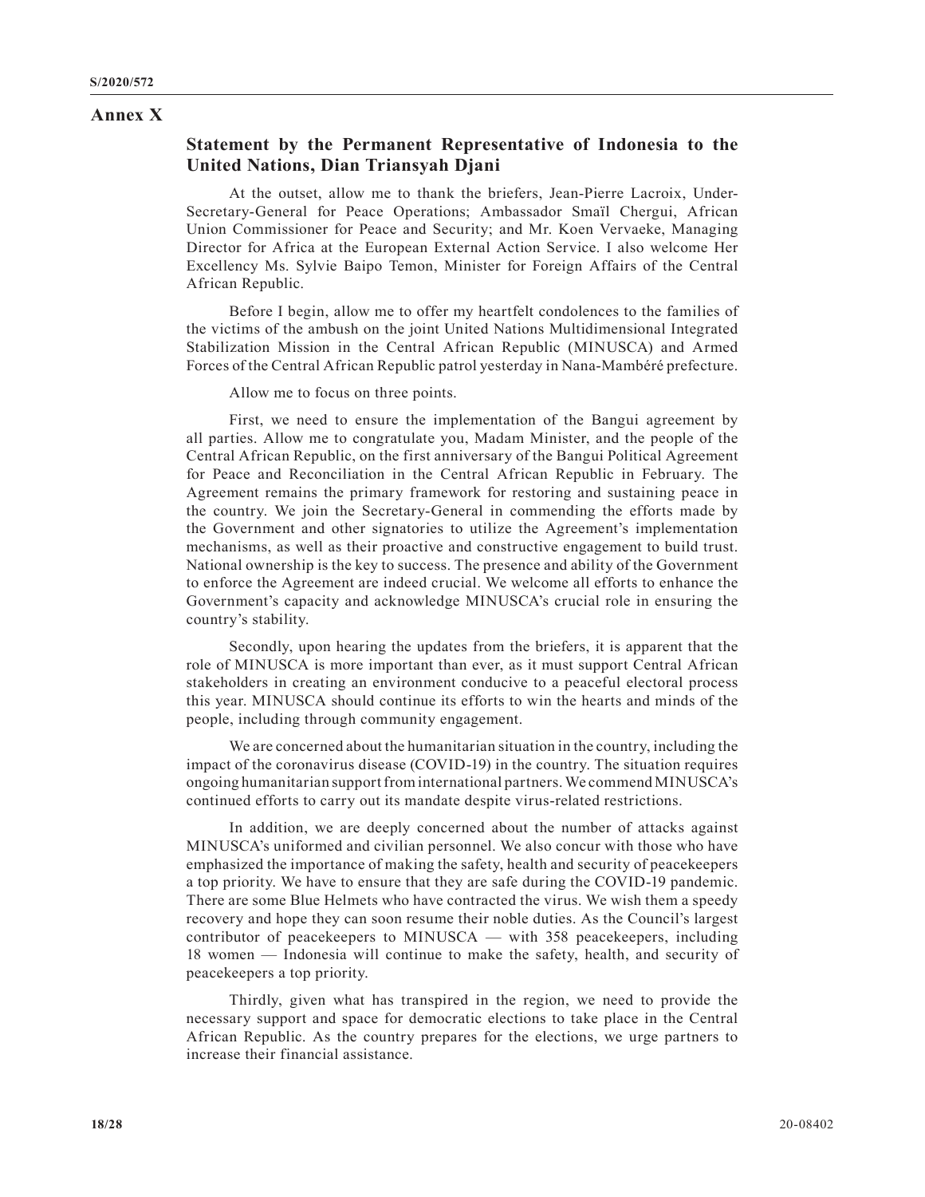# Annex X

## Statement by the Permanent Representative of Indonesia to the United Nations, Dian Triansyah Djani

At the outset, allow me to thank the briefers, Jean-Pierre Lacroix, Under-Secretary-General for Peace Operations; Ambassador Smaïl Chergui, African Union Commissioner for Peace and Security; and Mr. Koen Vervaeke, Managing Director for Africa at the European External Action Service. I also welcome Her Excellency Ms. Sylvie Baipo Temon, Minister for Foreign Affairs of the Central African Republic.

Before I begin, allow me to offer my heartfelt condolences to the families of the victims of the ambush on the joint United Nations Multidimensional Integrated Stabilization Mission in the Central African Republic (MINUSCA) and Armed Forces of the Central African Republic patrol yesterday in Nana-Mambéré prefecture.

Allow me to focus on three points.

First, we need to ensure the implementation of the Bangui agreement by all parties. Allow me to congratulate you, Madam Minister, and the people of the Central African Republic, on the first anniversary of the Bangui Political Agreement for Peace and Reconciliation in the Central African Republic in February. The Agreement remains the primary framework for restoring and sustaining peace in the country. We join the Secretary-General in commending the efforts made by the Government and other signatories to utilize the Agreement's implementation mechanisms, as well as their proactive and constructive engagement to build trust. National ownership is the key to success. The presence and ability of the Government to enforce the Agreement are indeed crucial. We welcome all efforts to enhance the Government's capacity and acknowledge MINUSCA's crucial role in ensuring the country's stability.

Secondly, upon hearing the updates from the briefers, it is apparent that the role of MINUSCA is more important than ever, as it must support Central African stakeholders in creating an environment conducive to a peaceful electoral process this year. MINUSCA should continue its efforts to win the hearts and minds of the people, including through community engagement.

We are concerned about the humanitarian situation in the country, including the impact of the coronavirus disease (COVID-19) in the country. The situation requires ongoing humanitarian support from international partners. We commend MINUSCA's continued efforts to carry out its mandate despite virus-related restrictions.

In addition, we are deeply concerned about the number of attacks against MINUSCA's uniformed and civilian personnel. We also concur with those who have emphasized the importance of making the safety, health and security of peacekeepers a top priority. We have to ensure that they are safe during the COVID-19 pandemic. There are some Blue Helmets who have contracted the virus. We wish them a speedy recovery and hope they can soon resume their noble duties. As the Council's largest contributor of peacekeepers to MINUSCA — with 358 peacekeepers, including 18 women — Indonesia will continue to make the safety, health, and security of peacekeepers a top priority.

Thirdly, given what has transpired in the region, we need to provide the necessary support and space for democratic elections to take place in the Central African Republic. As the country prepares for the elections, we urge partners to increase their financial assistance.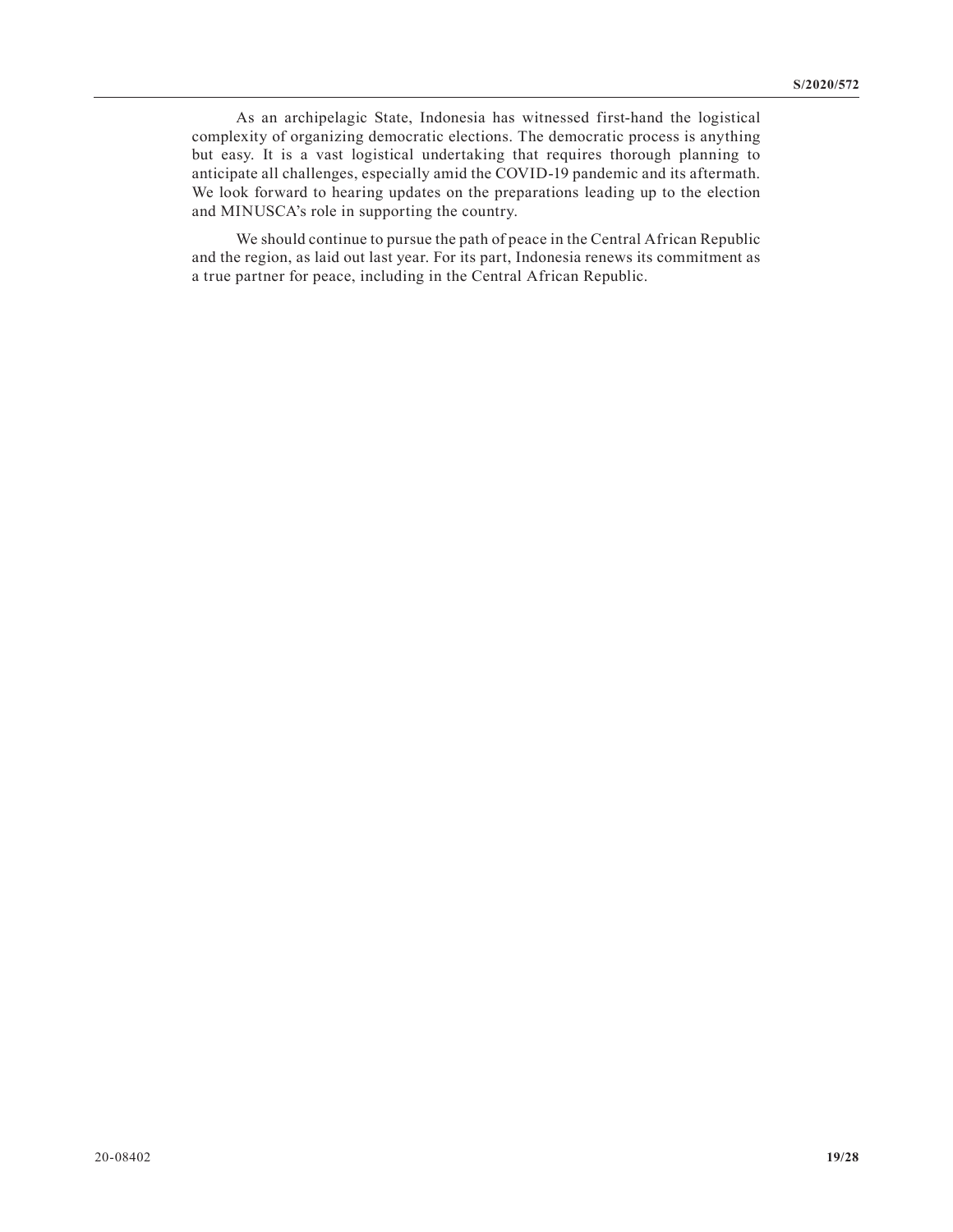As an archipelagic State, Indonesia has witnessed first-hand the logistical complexity of organizing democratic elections. The democratic process is anything but easy. It is a vast logistical undertaking that requires thorough planning to anticipate all challenges, especially amid the COVID-19 pandemic and its aftermath. We look forward to hearing updates on the preparations leading up to the election and MINUSCA's role in supporting the country.

We should continue to pursue the path of peace in the Central African Republic and the region, as laid out last year. For its part, Indonesia renews its commitment as a true partner for peace, including in the Central African Republic.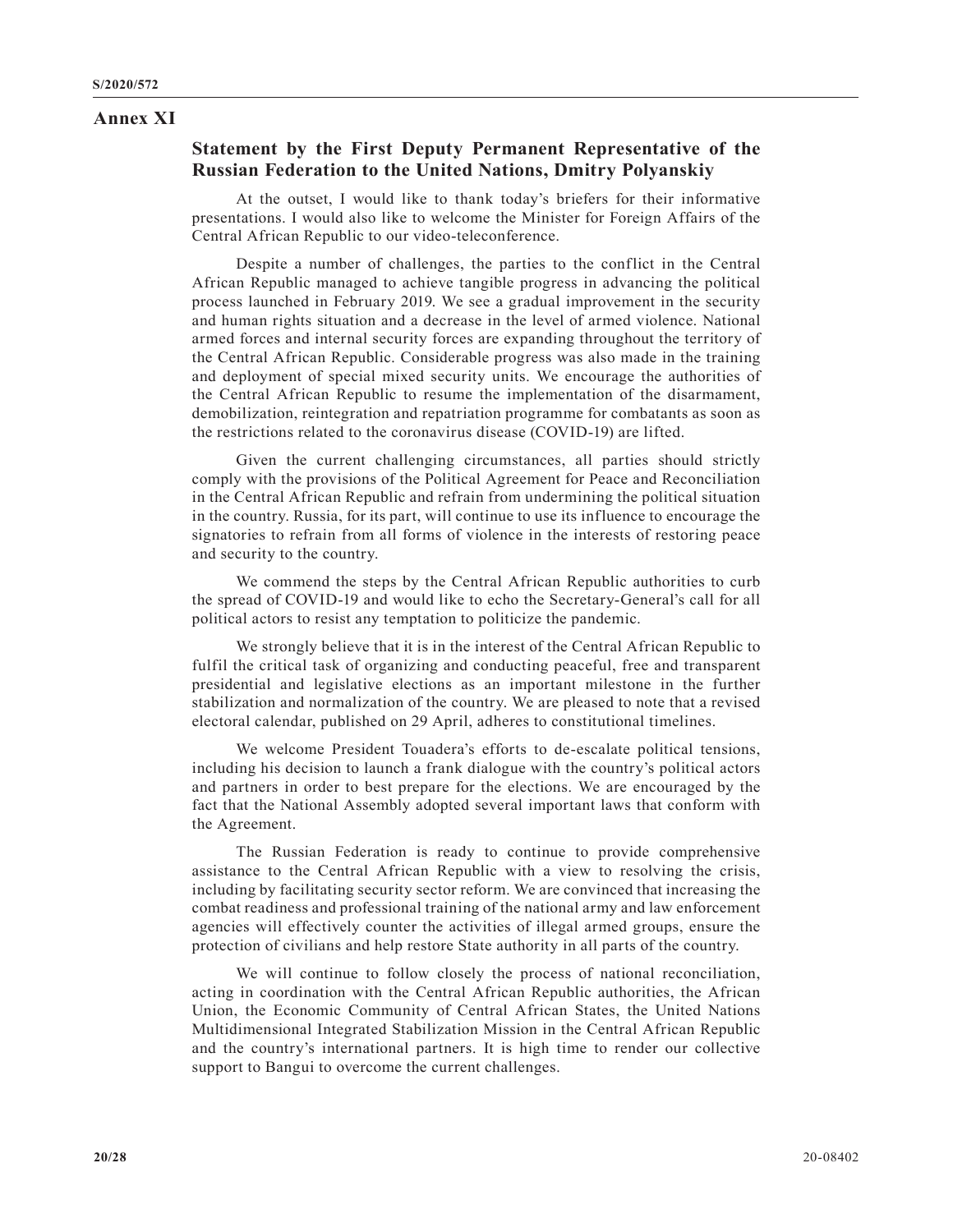# Annex XI

## Statement by the First Deputy Permanent Representative of the Russian Federation to the United Nations, Dmitry Polyanskiy

At the outset, I would like to thank today's briefers for their informative presentations. I would also like to welcome the Minister for Foreign Affairs of the Central African Republic to our video-teleconference.

Despite a number of challenges, the parties to the conflict in the Central African Republic managed to achieve tangible progress in advancing the political process launched in February 2019. We see a gradual improvement in the security and human rights situation and a decrease in the level of armed violence. National armed forces and internal security forces are expanding throughout the territory of the Central African Republic. Considerable progress was also made in the training and deployment of special mixed security units. We encourage the authorities of the Central African Republic to resume the implementation of the disarmament, demobilization, reintegration and repatriation programme for combatants as soon as the restrictions related to the coronavirus disease (COVID-19) are lifted.

Given the current challenging circumstances, all parties should strictly comply with the provisions of the Political Agreement for Peace and Reconciliation in the Central African Republic and refrain from undermining the political situation in the country. Russia, for its part, will continue to use its influence to encourage the signatories to refrain from all forms of violence in the interests of restoring peace and security to the country.

We commend the steps by the Central African Republic authorities to curb the spread of COVID-19 and would like to echo the Secretary-General's call for all political actors to resist any temptation to politicize the pandemic.

We strongly believe that it is in the interest of the Central African Republic to fulfil the critical task of organizing and conducting peaceful, free and transparent presidential and legislative elections as an important milestone in the further stabilization and normalization of the country. We are pleased to note that a revised electoral calendar, published on 29 April, adheres to constitutional timelines.

We welcome President Touadera's efforts to de-escalate political tensions, including his decision to launch a frank dialogue with the country's political actors and partners in order to best prepare for the elections. We are encouraged by the fact that the National Assembly adopted several important laws that conform with the Agreement.

The Russian Federation is ready to continue to provide comprehensive assistance to the Central African Republic with a view to resolving the crisis, including by facilitating security sector reform. We are convinced that increasing the combat readiness and professional training of the national army and law enforcement agencies will effectively counter the activities of illegal armed groups, ensure the protection of civilians and help restore State authority in all parts of the country.

We will continue to follow closely the process of national reconciliation, acting in coordination with the Central African Republic authorities, the African Union, the Economic Community of Central African States, the United Nations Multidimensional Integrated Stabilization Mission in the Central African Republic and the country's international partners. It is high time to render our collective support to Bangui to overcome the current challenges.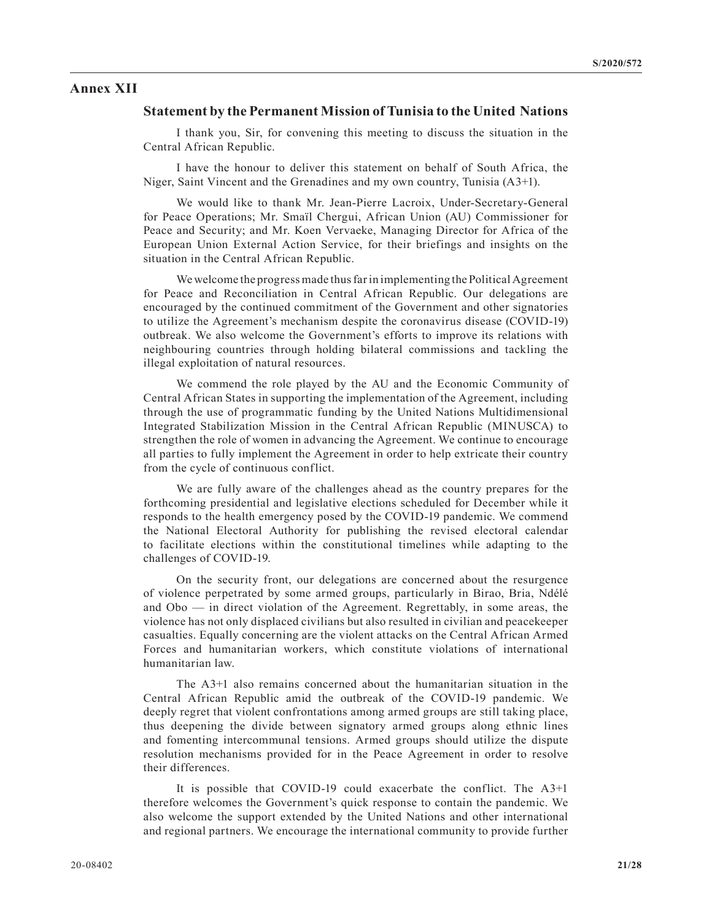# Annex XII

## Statement by the Permanent Mission of Tunisia to the United Nations

I thank you, Sir, for convening this meeting to discuss the situation in the Central African Republic.

I have the honour to deliver this statement on behalf of South Africa, the Niger, Saint Vincent and the Grenadines and my own country, Tunisia (A3+1).

We would like to thank Mr. Jean-Pierre Lacroix, Under-Secretary-General for Peace Operations; Mr. Smaïl Chergui, African Union (AU) Commissioner for Peace and Security; and Mr. Koen Vervaeke, Managing Director for Africa of the European Union External Action Service, for their briefings and insights on the situation in the Central African Republic.

We welcome the progress made thus far in implementing the Political Agreement for Peace and Reconciliation in Central African Republic. Our delegations are encouraged by the continued commitment of the Government and other signatories to utilize the Agreement's mechanism despite the coronavirus disease (COVID-19) outbreak. We also welcome the Government's efforts to improve its relations with neighbouring countries through holding bilateral commissions and tackling the illegal exploitation of natural resources.

We commend the role played by the AU and the Economic Community of Central African States in supporting the implementation of the Agreement, including through the use of programmatic funding by the United Nations Multidimensional Integrated Stabilization Mission in the Central African Republic (MINUSCA) to strengthen the role of women in advancing the Agreement. We continue to encourage all parties to fully implement the Agreement in order to help extricate their country from the cycle of continuous conflict.

We are fully aware of the challenges ahead as the country prepares for the forthcoming presidential and legislative elections scheduled for December while it responds to the health emergency posed by the COVID-19 pandemic. We commend the National Electoral Authority for publishing the revised electoral calendar to facilitate elections within the constitutional timelines while adapting to the challenges of COVID-19.

On the security front, our delegations are concerned about the resurgence of violence perpetrated by some armed groups, particularly in Birao, Bria, Ndélé and Obo — in direct violation of the Agreement. Regrettably, in some areas, the violence has not only displaced civilians but also resulted in civilian and peacekeeper casualties. Equally concerning are the violent attacks on the Central African Armed Forces and humanitarian workers, which constitute violations of international humanitarian law.

The A3+1 also remains concerned about the humanitarian situation in the Central African Republic amid the outbreak of the COVID-19 pandemic. We deeply regret that violent confrontations among armed groups are still taking place, thus deepening the divide between signatory armed groups along ethnic lines and fomenting intercommunal tensions. Armed groups should utilize the dispute resolution mechanisms provided for in the Peace Agreement in order to resolve their differences.

It is possible that COVID-19 could exacerbate the conflict. The A3+1 therefore welcomes the Government's quick response to contain the pandemic. We also welcome the support extended by the United Nations and other international and regional partners. We encourage the international community to provide further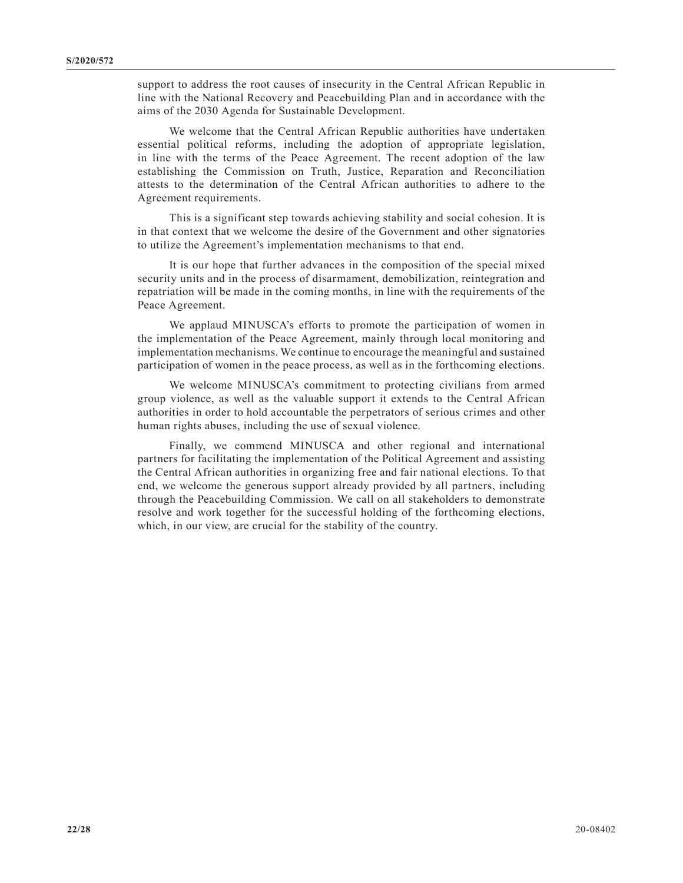support to address the root causes of insecurity in the Central African Republic in line with the National Recovery and Peacebuilding Plan and in accordance with the aims of the 2030 Agenda for Sustainable Development.

We welcome that the Central African Republic authorities have undertaken essential political reforms, including the adoption of appropriate legislation, in line with the terms of the Peace Agreement. The recent adoption of the law establishing the Commission on Truth, Justice, Reparation and Reconciliation attests to the determination of the Central African authorities to adhere to the Agreement requirements.

This is a significant step towards achieving stability and social cohesion. It is in that context that we welcome the desire of the Government and other signatories to utilize the Agreement's implementation mechanisms to that end.

It is our hope that further advances in the composition of the special mixed security units and in the process of disarmament, demobilization, reintegration and repatriation will be made in the coming months, in line with the requirements of the Peace Agreement.

We applaud MINUSCA's efforts to promote the participation of women in the implementation of the Peace Agreement, mainly through local monitoring and implementation mechanisms. We continue to encourage the meaningful and sustained participation of women in the peace process, as well as in the forthcoming elections.

We welcome MINUSCA's commitment to protecting civilians from armed group violence, as well as the valuable support it extends to the Central African authorities in order to hold accountable the perpetrators of serious crimes and other human rights abuses, including the use of sexual violence.

Finally, we commend MINUSCA and other regional and international partners for facilitating the implementation of the Political Agreement and assisting the Central African authorities in organizing free and fair national elections. To that end, we welcome the generous support already provided by all partners, including through the Peacebuilding Commission. We call on all stakeholders to demonstrate resolve and work together for the successful holding of the forthcoming elections, which, in our view, are crucial for the stability of the country.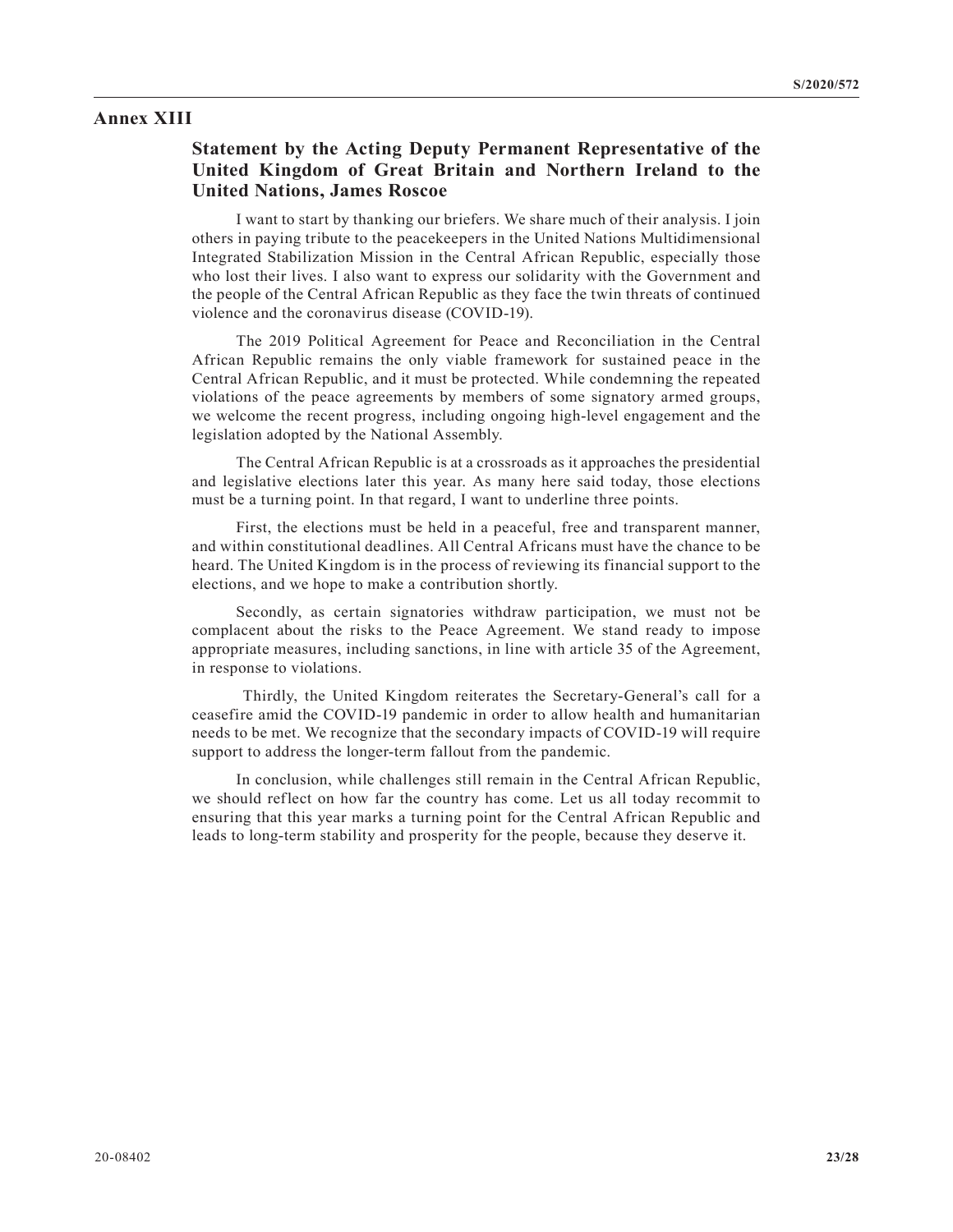# Annex XIII

## Statement by the Acting Deputy Permanent Representative of the United Kingdom of Great Britain and Northern Ireland to the United Nations, James Roscoe

I want to start by thanking our briefers. We share much of their analysis. I join others in paying tribute to the peacekeepers in the United Nations Multidimensional Integrated Stabilization Mission in the Central African Republic, especially those who lost their lives. I also want to express our solidarity with the Government and the people of the Central African Republic as they face the twin threats of continued violence and the coronavirus disease (COVID-19).

The 2019 Political Agreement for Peace and Reconciliation in the Central African Republic remains the only viable framework for sustained peace in the Central African Republic, and it must be protected. While condemning the repeated violations of the peace agreements by members of some signatory armed groups, we welcome the recent progress, including ongoing high-level engagement and the legislation adopted by the National Assembly.

The Central African Republic is at a crossroads as it approaches the presidential and legislative elections later this year. As many here said today, those elections must be a turning point. In that regard, I want to underline three points.

First, the elections must be held in a peaceful, free and transparent manner, and within constitutional deadlines. All Central Africans must have the chance to be heard. The United Kingdom is in the process of reviewing its financial support to the elections, and we hope to make a contribution shortly.

Secondly, as certain signatories withdraw participation, we must not be complacent about the risks to the Peace Agreement. We stand ready to impose appropriate measures, including sanctions, in line with article 35 of the Agreement, in response to violations.

Thirdly, the United Kingdom reiterates the Secretary-General's call for a ceasefire amid the COVID-19 pandemic in order to allow health and humanitarian needs to be met. We recognize that the secondary impacts of COVID-19 will require support to address the longer-term fallout from the pandemic.

In conclusion, while challenges still remain in the Central African Republic, we should reflect on how far the country has come. Let us all today recommit to ensuring that this year marks a turning point for the Central African Republic and leads to long-term stability and prosperity for the people, because they deserve it.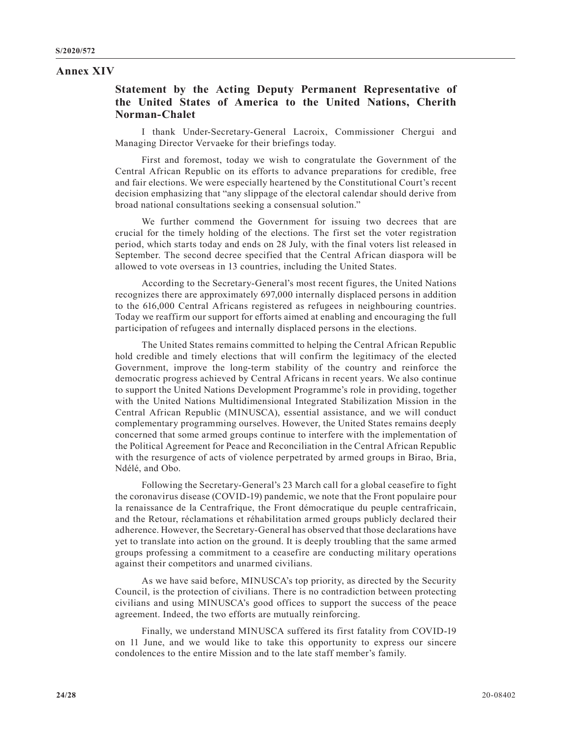# Annex XIV

## Statement by the Acting Deputy Permanent Representative of the United States of America to the United Nations, Cherith Norman-Chalet

I thank Under-Secretary-General Lacroix, Commissioner Chergui and Managing Director Vervaeke for their briefings today.

First and foremost, today we wish to congratulate the Government of the Central African Republic on its efforts to advance preparations for credible, free and fair elections. We were especially heartened by the Constitutional Court's recent decision emphasizing that "any slippage of the electoral calendar should derive from broad national consultations seeking a consensual solution."

We further commend the Government for issuing two decrees that are crucial for the timely holding of the elections. The first set the voter registration period, which starts today and ends on 28 July, with the final voters list released in September. The second decree specified that the Central African diaspora will be allowed to vote overseas in 13 countries, including the United States.

According to the Secretary-General's most recent figures, the United Nations recognizes there are approximately 697,000 internally displaced persons in addition to the 616,000 Central Africans registered as refugees in neighbouring countries. Today we reaffirm our support for efforts aimed at enabling and encouraging the full participation of refugees and internally displaced persons in the elections.

The United States remains committed to helping the Central African Republic hold credible and timely elections that will confirm the legitimacy of the elected Government, improve the long-term stability of the country and reinforce the democratic progress achieved by Central Africans in recent years. We also continue to support the United Nations Development Programme's role in providing, together with the United Nations Multidimensional Integrated Stabilization Mission in the Central African Republic (MINUSCA), essential assistance, and we will conduct complementary programming ourselves. However, the United States remains deeply concerned that some armed groups continue to interfere with the implementation of the Political Agreement for Peace and Reconciliation in the Central African Republic with the resurgence of acts of violence perpetrated by armed groups in Birao, Bria, Ndélé, and Obo.

Following the Secretary-General's 23 March call for a global ceasefire to fight the coronavirus disease (COVID-19) pandemic, we note that the Front populaire pour la renaissance de la Centrafrique, the Front démocratique du peuple centrafricain, and the Retour, réclamations et réhabilitation armed groups publicly declared their adherence. However, the Secretary-General has observed that those declarations have yet to translate into action on the ground. It is deeply troubling that the same armed groups professing a commitment to a ceasefire are conducting military operations against their competitors and unarmed civilians.

As we have said before, MINUSCA's top priority, as directed by the Security Council, is the protection of civilians. There is no contradiction between protecting civilians and using MINUSCA's good offices to support the success of the peace agreement. Indeed, the two efforts are mutually reinforcing.

Finally, we understand MINUSCA suffered its first fatality from COVID-19 on 11 June, and we would like to take this opportunity to express our sincere condolences to the entire Mission and to the late staff member's family.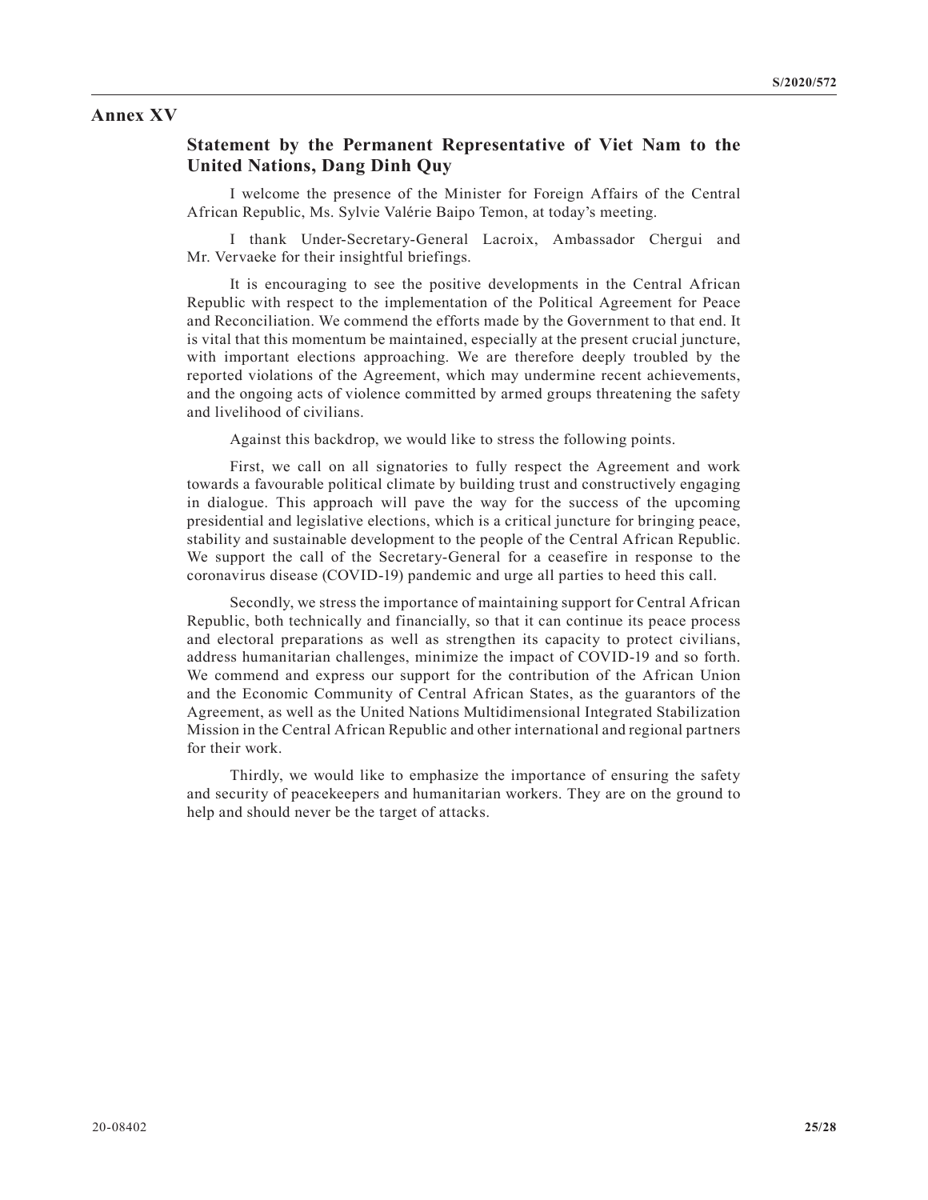## Annex XV

### Statement by the Permanent Representative of Viet Nam to the United Nations, Dang Dinh Quy

I welcome the presence of the Minister for Foreign Affairs of the Central African Republic, Ms. Sylvie Valérie Baipo Temon, at today's meeting.

I thank Under-Secretary-General Lacroix, Ambassador Chergui and Mr. Vervaeke for their insightful briefings.

It is encouraging to see the positive developments in the Central African Republic with respect to the implementation of the Political Agreement for Peace and Reconciliation. We commend the efforts made by the Government to that end. It is vital that this momentum be maintained, especially at the present crucial juncture, with important elections approaching. We are therefore deeply troubled by the reported violations of the Agreement, which may undermine recent achievements, and the ongoing acts of violence committed by armed groups threatening the safety and livelihood of civilians.

Against this backdrop, we would like to stress the following points.

First, we call on all signatories to fully respect the Agreement and work towards a favourable political climate by building trust and constructively engaging in dialogue. This approach will pave the way for the success of the upcoming presidential and legislative elections, which is a critical juncture for bringing peace, stability and sustainable development to the people of the Central African Republic. We support the call of the Secretary-General for a ceasefire in response to the coronavirus disease (COVID-19) pandemic and urge all parties to heed this call.

Secondly, we stress the importance of maintaining support for Central African Republic, both technically and financially, so that it can continue its peace process and electoral preparations as well as strengthen its capacity to protect civilians, address humanitarian challenges, minimize the impact of COVID-19 and so forth. We commend and express our support for the contribution of the African Union and the Economic Community of Central African States, as the guarantors of the Agreement, as well as the United Nations Multidimensional Integrated Stabilization Mission in the Central African Republic and other international and regional partners for their work.

Thirdly, we would like to emphasize the importance of ensuring the safety and security of peacekeepers and humanitarian workers. They are on the ground to help and should never be the target of attacks.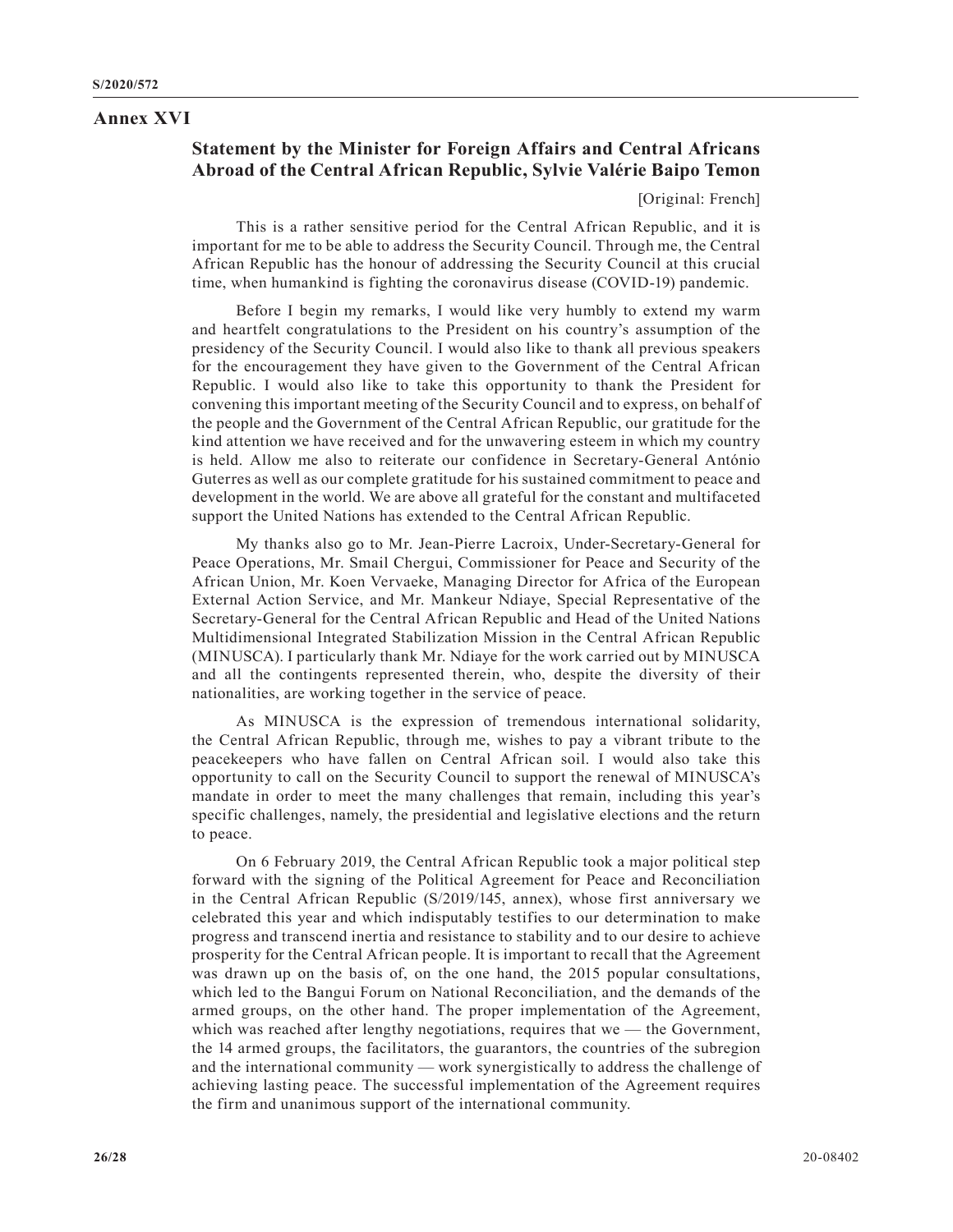# Annex XVI

## Statement by the Minister for Foreign Affairs and Central Africans Abroad of the Central African Republic, Sylvie Valérie Baipo Temon

[Original: French]

This is a rather sensitive period for the Central African Republic, and it is important for me to be able to address the Security Council. Through me, the Central African Republic has the honour of addressing the Security Council at this crucial time, when humankind is fighting the coronavirus disease (COVID-19) pandemic.

Before I begin my remarks, I would like very humbly to extend my warm and heartfelt congratulations to the President on his country's assumption of the presidency of the Security Council. I would also like to thank all previous speakers for the encouragement they have given to the Government of the Central African Republic. I would also like to take this opportunity to thank the President for convening this important meeting of the Security Council and to express, on behalf of the people and the Government of the Central African Republic, our gratitude for the kind attention we have received and for the unwavering esteem in which my country is held. Allow me also to reiterate our confidence in Secretary-General António Guterres as well as our complete gratitude for his sustained commitment to peace and development in the world. We are above all grateful for the constant and multifaceted support the United Nations has extended to the Central African Republic.

My thanks also go to Mr. Jean-Pierre Lacroix, Under-Secretary-General for Peace Operations, Mr. Smail Chergui, Commissioner for Peace and Security of the African Union, Mr. Koen Vervaeke, Managing Director for Africa of the European External Action Service, and Mr. Mankeur Ndiaye, Special Representative of the Secretary-General for the Central African Republic and Head of the United Nations Multidimensional Integrated Stabilization Mission in the Central African Republic (MINUSCA). I particularly thank Mr. Ndiaye for the work carried out by MINUSCA and all the contingents represented therein, who, despite the diversity of their nationalities, are working together in the service of peace.

As MINUSCA is the expression of tremendous international solidarity, the Central African Republic, through me, wishes to pay a vibrant tribute to the peacekeepers who have fallen on Central African soil. I would also take this opportunity to call on the Security Council to support the renewal of MINUSCA's mandate in order to meet the many challenges that remain, including this year's specific challenges, namely, the presidential and legislative elections and the return to peace.

On 6 February 2019, the Central African Republic took a major political step forward with the signing of the Political Agreement for Peace and Reconciliation in the Central African Republic (S/2019/145, annex), whose first anniversary we celebrated this year and which indisputably testifies to our determination to make progress and transcend inertia and resistance to stability and to our desire to achieve prosperity for the Central African people. It is important to recall that the Agreement was drawn up on the basis of, on the one hand, the 2015 popular consultations, which led to the Bangui Forum on National Reconciliation, and the demands of the armed groups, on the other hand. The proper implementation of the Agreement, which was reached after lengthy negotiations, requires that we — the Government, the 14 armed groups, the facilitators, the guarantors, the countries of the subregion and the international community — work synergistically to address the challenge of achieving lasting peace. The successful implementation of the Agreement requires the firm and unanimous support of the international community.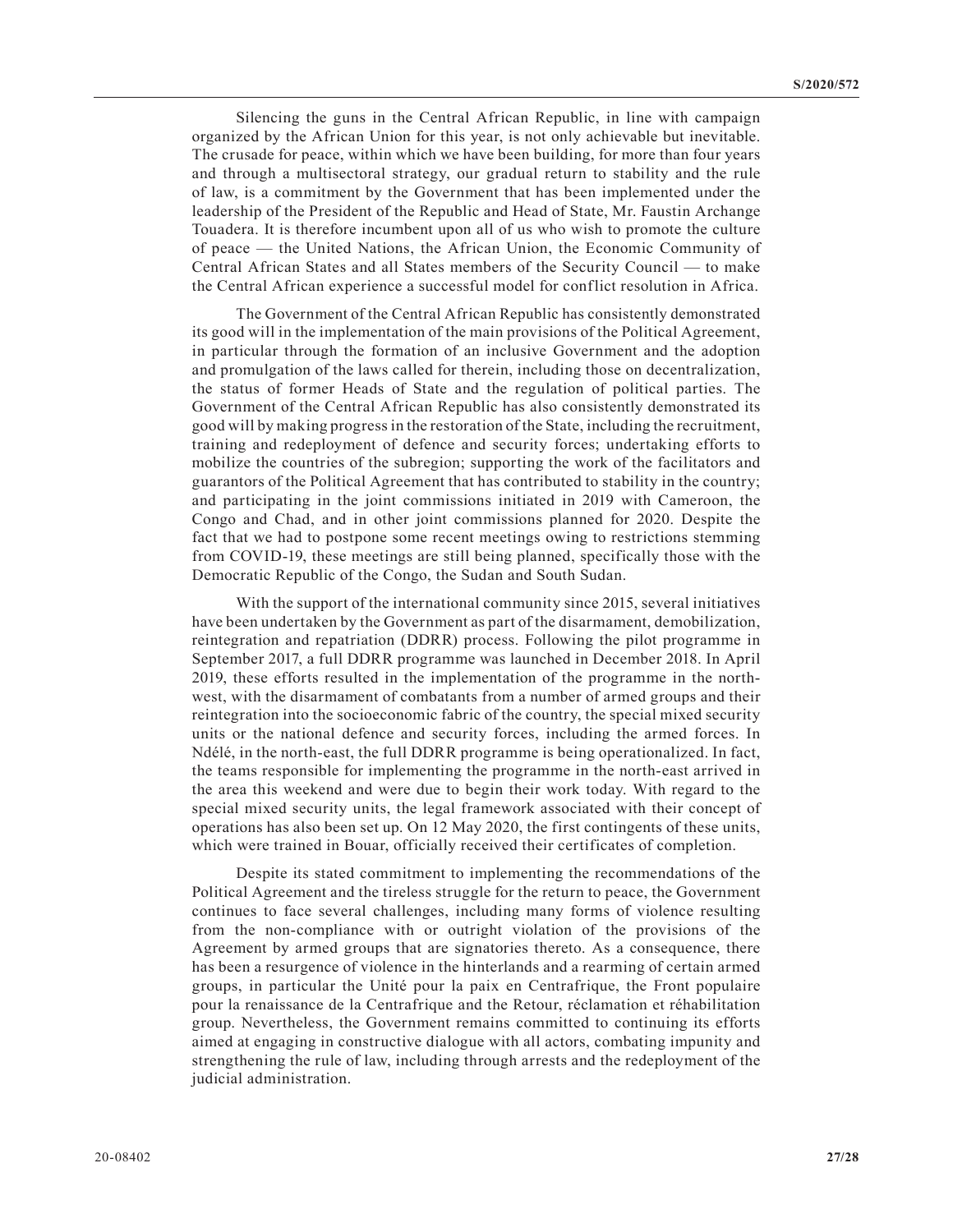Silencing the guns in the Central African Republic, in line with campaign organized by the African Union for this year, is not only achievable but inevitable. The crusade for peace, within which we have been building, for more than four years and through a multisectoral strategy, our gradual return to stability and the rule of law, is a commitment by the Government that has been implemented under the leadership of the President of the Republic and Head of State, Mr. Faustin Archange Touadera. It is therefore incumbent upon all of us who wish to promote the culture of peace — the United Nations, the African Union, the Economic Community of Central African States and all States members of the Security Council — to make the Central African experience a successful model for conflict resolution in Africa.

The Government of the Central African Republic has consistently demonstrated its good will in the implementation of the main provisions of the Political Agreement, in particular through the formation of an inclusive Government and the adoption and promulgation of the laws called for therein, including those on decentralization, the status of former Heads of State and the regulation of political parties. The Government of the Central African Republic has also consistently demonstrated its good will by making progress in the restoration of the State, including the recruitment, training and redeployment of defence and security forces; undertaking efforts to mobilize the countries of the subregion; supporting the work of the facilitators and guarantors of the Political Agreement that has contributed to stability in the country; and participating in the joint commissions initiated in 2019 with Cameroon, the Congo and Chad, and in other joint commissions planned for 2020. Despite the fact that we had to postpone some recent meetings owing to restrictions stemming from COVID-19, these meetings are still being planned, specifically those with the Democratic Republic of the Congo, the Sudan and South Sudan.

With the support of the international community since 2015, several initiatives have been undertaken by the Government as part of the disarmament, demobilization, reintegration and repatriation (DDRR) process. Following the pilot programme in September 2017, a full DDRR programme was launched in December 2018. In April 2019, these efforts resulted in the implementation of the programme in the north-west, with the disarmament of combatants from a number of armed groups and their reintegration into the socioeconomic fabric of the country, the special mixed security units or the national defence and security forces, including the armed forces. In Ndélé, in the north-east, the full DDRR programme is being operationalized. In fact, the teams responsible for implementing the programme in the north-east arrived in the area this weekend and were due to begin their work today. With regard to the special mixed security units, the legal framework associated with their concept of operations has also been set up. On 12 May 2020, the first contingents of these units, which were trained in Bouar, officially received their certificates of completion.

Despite its stated commitment to implementing the recommendations of the Political Agreement and the tireless struggle for the return to peace, the Government continues to face several challenges, including many forms of violence resulting from the non-compliance with or outright violation of the provisions of the Agreement by armed groups that are signatories thereto. As a consequence, there has been a resurgence of violence in the hinterlands and a rearming of certain armed groups, in particular the Unité pour la paix en Centrafrique, the Front populaire pour la renaissance de la Centrafrique and the Retour, réclamation et réhabilitation group. Nevertheless, the Government remains committed to continuing its efforts aimed at engaging in constructive dialogue with all actors, combating impunity and strengthening the rule of law, including through arrests and the redeployment of the judicial administration.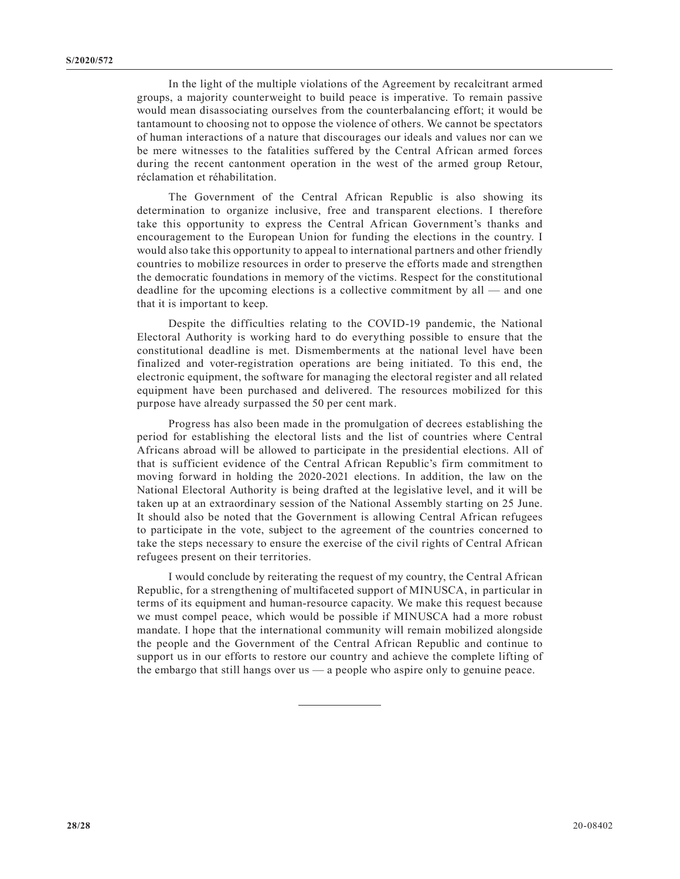In the light of the multiple violations of the Agreement by recalcitrant armed groups, a majority counterweight to build peace is imperative. To remain passive would mean disassociating ourselves from the counterbalancing effort; it would be tantamount to choosing not to oppose the violence of others. We cannot be spectators of human interactions of a nature that discourages our ideals and values nor can we be mere witnesses to the fatalities suffered by the Central African armed forces during the recent cantonment operation in the west of the armed group Retour, réclamation et réhabilitation.

The Government of the Central African Republic is also showing its determination to organize inclusive, free and transparent elections. I therefore take this opportunity to express the Central African Government's thanks and encouragement to the European Union for funding the elections in the country. I would also take this opportunity to appeal to international partners and other friendly countries to mobilize resources in order to preserve the efforts made and strengthen the democratic foundations in memory of the victims. Respect for the constitutional deadline for the upcoming elections is a collective commitment by all — and one that it is important to keep.

Despite the difficulties relating to the COVID-19 pandemic, the National Electoral Authority is working hard to do everything possible to ensure that the constitutional deadline is met. Dismemberments at the national level have been finalized and voter-registration operations are being initiated. To this end, the electronic equipment, the software for managing the electoral register and all related equipment have been purchased and delivered. The resources mobilized for this purpose have already surpassed the 50 per cent mark.

Progress has also been made in the promulgation of decrees establishing the period for establishing the electoral lists and the list of countries where Central Africans abroad will be allowed to participate in the presidential elections. All of that is sufficient evidence of the Central African Republic's firm commitment to moving forward in holding the 2020-2021 elections. In addition, the law on the National Electoral Authority is being drafted at the legislative level, and it will be taken up at an extraordinary session of the National Assembly starting on 25 June. It should also be noted that the Government is allowing Central African refugees to participate in the vote, subject to the agreement of the countries concerned to take the steps necessary to ensure the exercise of the civil rights of Central African refugees present on their territories.

I would conclude by reiterating the request of my country, the Central African Republic, for a strengthening of multifaceted support of MINUSCA, in particular in terms of its equipment and human-resource capacity. We make this request because we must compel peace, which would be possible if MINUSCA had a more robust mandate. I hope that the international community will remain mobilized alongside the people and the Government of the Central African Republic and continue to support us in our efforts to restore our country and achieve the complete lifting of the embargo that still hangs over us — a people who aspire only to genuine peace.